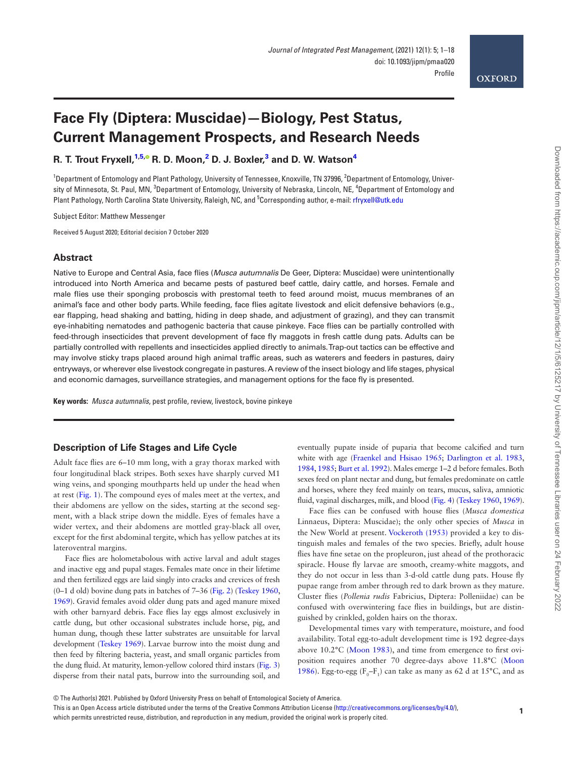# Face Fly (Diptera: Muscidae)—Biology, Pest Status, Current Management Prospects, and Research Needs

**R. T. Trout Fryxell,[1,5] R. D. Moon,[2] D. J. Boxler,[3] and D. W. Watson[4]**

[1]Department of Entomology and Plant Pathology, University of Tennessee, Knoxville, TN 37996, [2]Department of Entomology, University of Minnesota, St. Paul, MN, [3]Department of Entomology, University of Nebraska, Lincoln, NE, [4]Department of Entomology and Plant Pathology, North Carolina State University, Raleigh, NC, and [5]Corresponding author, e-mail: rfryxell@utk.edu

Subject Editor: Matthew Messenger

Received 5 August 2020; Editorial decision 7 October 2020

## Abstract

Native to Europe and Central Asia, face flies (*Musca autumnalis* De Geer, Diptera: Muscidae) were unintentionally introduced into North America and became pests of pastured beef cattle, dairy cattle, and horses. Female and male flies use their sponging proboscis with prestomal teeth to feed around moist, mucus membranes of an animal's face and other body parts. While feeding, face flies agitate livestock and elicit defensive behaviors (e.g., ear flapping, head shaking and batting, hiding in deep shade, and adjustment of grazing), and they can transmit eye-inhabiting nematodes and pathogenic bacteria that cause pinkeye. Face flies can be partially controlled with feed-through insecticides that prevent development of face fly maggots in fresh cattle dung pats. Adults can be partially controlled with repellents and insecticides applied directly to animals. Trap-out tactics can be effective and may involve sticky traps placed around high animal traffic areas, such as waterers and feeders in pastures, dairy entryways, or wherever else livestock congregate in pastures. A review of the insect biology and life stages, physical and economic damages, surveillance strategies, and management options for the face fly is presented.

**Key words:** *Musca autumnalis*, pest profile, review, livestock, bovine pinkeye

## Description of Life Stages and Life Cycle

Adult face flies are 6–10 mm long, with a gray thorax marked with four longitudinal black stripes. Both sexes have sharply curved M1 wing veins, and sponging mouthparts held up under the head when at rest (Fig. 1). The compound eyes of males meet at the vertex, and their abdomens are yellow on the sides, starting at the second segment, with a black stripe down the middle. Eyes of females have a wider vertex, and their abdomens are mottled gray-black all over, except for the first abdominal tergite, which has yellow patches at its lateroventral margins.

Face flies are holometabolous with active larval and adult stages and inactive egg and pupal stages. Females mate once in their lifetime and then fertilized eggs are laid singly into cracks and crevices of fresh (0–1 d old) bovine dung pats in batches of 7–36 (Fig. 2) (Teskey 1960, 1969). Gravid females avoid older dung pats and aged manure mixed with other barnyard debris. Face flies lay eggs almost exclusively in cattle dung, but other occasional substrates include horse, pig, and human dung, though these latter substrates are unsuitable for larval development (Teskey 1969). Larvae burrow into the moist dung and then feed by filtering bacteria, yeast, and small organic particles from the dung fluid. At maturity, lemon-yellow colored third instars (Fig. 3) disperse from their natal pats, burrow into the surrounding soil, and eventually pupate inside of puparia that become calcified and turn white with age (Fraenkel and Hsisao 1965; Darlington et al. 1983, 1984, 1985; Burt et al. 1992). Males emerge 1–2 d before females. Both sexes feed on plant nectar and dung, but females predominate on cattle and horses, where they feed mainly on tears, mucus, saliva, amniotic fluid, vaginal discharges, milk, and blood (Fig. 4) (Teskey 1960, 1969).

Face flies can be confused with house flies (*Musca domestica* Linnaeus, Diptera: Muscidae); the only other species of *Musca* in the New World at present. Vockeroth (1953) provided a key to distinguish males and females of the two species. Briefly, adult house flies have fine setae on the propleuron, just ahead of the prothoracic spiracle. House fly larvae are smooth, creamy-white maggots, and they do not occur in less than 3-d-old cattle dung pats. House fly pupae range from amber through red to dark brown as they mature. Cluster flies (*Pollenia rudis* Fabricius, Diptera: Polleniidae) can be confused with overwintering face flies in buildings, but are distinguished by crinkled, golden hairs on the thorax.

Developmental times vary with temperature, moisture, and food availability. Total egg-to-adult development time is 192 degree-days above 10.2°C (Moon 1983), and time from emergence to first oviposition requires another 70 degree-days above 11.8°C (Moon 1986). Egg-to-egg ($F_0$–$F_1$) can take as many as 62 d at 15°C, and as

© The Author(s) 2021. Published by Oxford University Press on behalf of Entomological Society of America.
This is an Open Access article distributed under the terms of the Creative Commons Attribution License (http://creativecommons.org/licenses/by/4.0/), which permits unrestricted reuse, distribution, and reproduction in any medium, provided the original work is properly cited.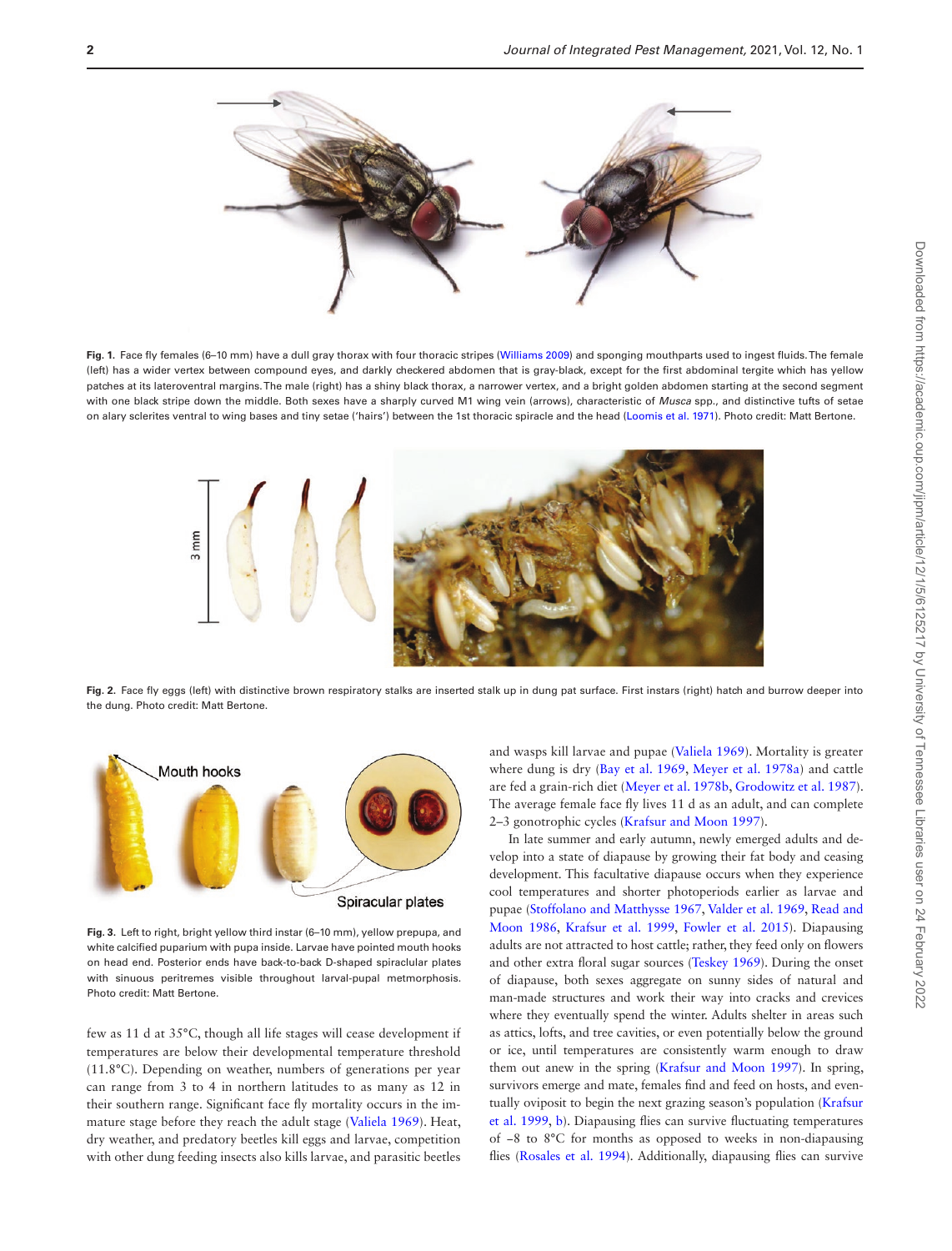Fig. 1. Face fly females (6–10 mm) have a dull gray thorax with four thoracic stripes (Williams 2009) and sponging mouthparts used to ingest fluids. The female (left) has a wider vertex between compound eyes, and darkly checkered abdomen that is gray-black, except for the first abdominal tergite which has yellow patches at its lateroventral margins. The male (right) has a shiny black thorax, a narrower vertex, and a bright golden abdomen starting at the second segment with one black stripe down the middle. Both sexes have a sharply curved M1 wing vein (arrows), characteristic of *Musca* spp., and distinctive tufts of setae on alary sclerites ventral to wing bases and tiny setae ('hairs') between the 1st thoracic spiracle and the head (Loomis et al. 1971). Photo credit: Matt Bertone.

Fig. 2. Face fly eggs (left) with distinctive brown respiratory stalks are inserted stalk up in dung pat surface. First instars (right) hatch and burrow deeper into the dung. Photo credit: Matt Bertone.

Fig. 3. Left to right, bright yellow third instar (6–10 mm), yellow prepupa, and white calcified puparium with pupa inside. Larvae have pointed mouth hooks on head end. Posterior ends have back-to-back D-shaped spiraclular plates with sinuous peritremes visible throughout larval-pupal metmorphosis. Photo credit: Matt Bertone.

few as 11 d at 35°C, though all life stages will cease development if temperatures are below their developmental temperature threshold (11.8°C). Depending on weather, numbers of generations per year can range from 3 to 4 in northern latitudes to as many as 12 in their southern range. Significant face fly mortality occurs in the immature stage before they reach the adult stage (Valiela 1969). Heat, dry weather, and predatory beetles kill eggs and larvae, competition with other dung feeding insects also kills larvae, and parasitic beetles and wasps kill larvae and pupae (Valiela 1969). Mortality is greater where dung is dry (Bay et al. 1969, Meyer et al. 1978a) and cattle are fed a grain-rich diet (Meyer et al. 1978b, Grodowitz et al. 1987). The average female face fly lives 11 d as an adult, and can complete 2–3 gonotrophic cycles (Krafsur and Moon 1997).

In late summer and early autumn, newly emerged adults and develop into a state of diapause by growing their fat body and ceasing development. This facultative diapause occurs when they experience cool temperatures and shorter photoperiods earlier as larvae and pupae (Stoffolano and Matthysse 1967, Valder et al. 1969, Read and Moon 1986, Krafsur et al. 1999, Fowler et al. 2015). Diapausing adults are not attracted to host cattle; rather, they feed only on flowers and other extra floral sugar sources (Teskey 1969). During the onset of diapause, both sexes aggregate on sunny sides of natural and man-made structures and work their way into cracks and crevices where they eventually spend the winter. Adults shelter in areas such as attics, lofts, and tree cavities, or even potentially below the ground or ice, until temperatures are consistently warm enough to draw them out anew in the spring (Krafsur and Moon 1997). In spring, survivors emerge and mate, females find and feed on hosts, and eventually oviposit to begin the next grazing season's population (Krafsur et al. 1999, b). Diapausing flies can survive fluctuating temperatures of −8 to 8°C for months as opposed to weeks in non-diapausing flies (Rosales et al. 1994). Additionally, diapausing flies can survive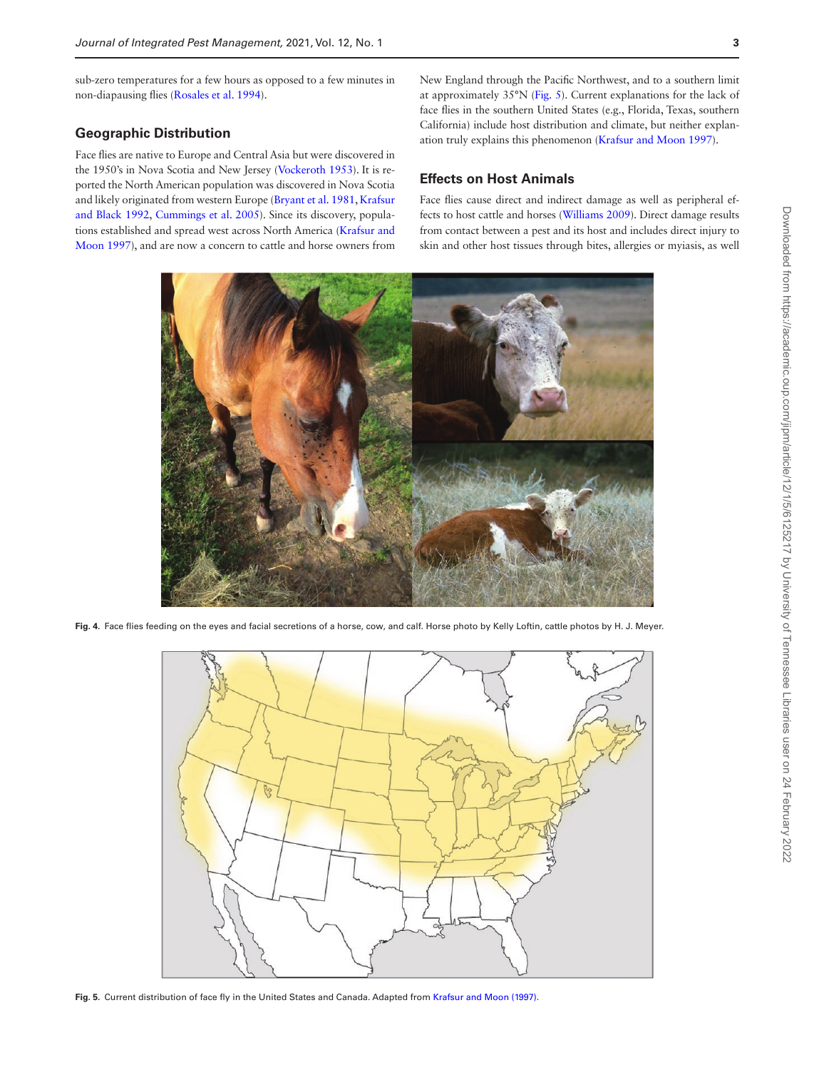sub-zero temperatures for a few hours as opposed to a few minutes in non-diapausing flies (Rosales et al. 1994).

## Geographic Distribution

Face flies are native to Europe and Central Asia but were discovered in the 1950's in Nova Scotia and New Jersey (Vockeroth 1953). It is reported the North American population was discovered in Nova Scotia and likely originated from western Europe (Bryant et al. 1981, Krafsur and Black 1992, Cummings et al. 2005). Since its discovery, populations established and spread west across North America (Krafsur and Moon 1997), and are now a concern to cattle and horse owners from New England through the Pacific Northwest, and to a southern limit at approximately 35°N (Fig. 5). Current explanations for the lack of face flies in the southern United States (e.g., Florida, Texas, southern California) include host distribution and climate, but neither explanation truly explains this phenomenon (Krafsur and Moon 1997).

## Effects on Host Animals

Face flies cause direct and indirect damage as well as peripheral effects to host cattle and horses (Williams 2009). Direct damage results from contact between a pest and its host and includes direct injury to skin and other host tissues through bites, allergies or myiasis, as well

**Fig. 4.** Face flies feeding on the eyes and facial secretions of a horse, cow, and calf. Horse photo by Kelly Loftin, cattle photos by H. J. Meyer.

**Fig. 5.** Current distribution of face fly in the United States and Canada. Adapted from Krafsur and Moon (1997).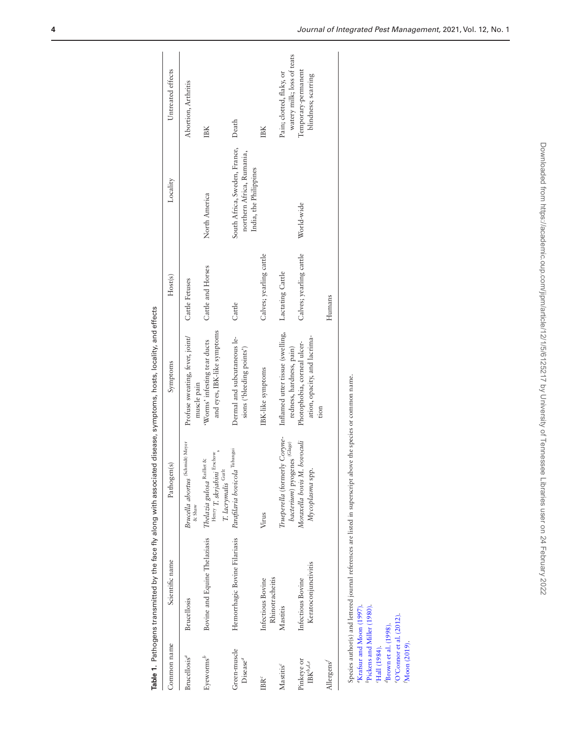**Table 1.** Pathogens transmitted by the face fly along with associated disease, symptoms, hosts, locality, and effects

| Common name | Scientific name | Pathogen(s) | Symptoms | Host(s) | Locality | Untreated effects |
|---|---|---|---|---|---|---|
| Brucellosis[a] | Brucellosis | *Brucella abortus* (Schmidt) Meyer & Shaw | Profuse sweating, fever, joint/ muscle pain | Cattle Fetuses | | Abortion, Arthritis |
| Eyeworms[b] | Bovine and Equine Thelaziasis | *Thelazia gulosa* Railliet & Henry *T. skrjabini* Erschow, *T. lacrymalis* Gurlt | 'Worms' infesting tear ducts and eyes, IBK-like symptoms | Cattle and Horses | North America | IBK |
| Green-muscle Disease[a] | Hemorrhagic Bovine Filariasis | *Parafilaria bovicola* Tubangui | Dermal and subcutaneous lesions ('bleeding points') | Cattle | South Africa, Sweden, France, northern Africa, Rumania, India, the Philippines | Death |
| IBR[c] | Infectious Bovine Rhinotracheitis | Virus | IBK-like symptoms | Calves; yearling cattle | | IBK |
| Mastitis[c] | Mastitis | *Trueperella* (formerly *Corynebacterium*) pyogenes (Glage) | Inflamed udder tissue (swelling, redness, hardness, pain) | Lactating Cattle | | Pain; clotted, flaky, or watery milk; loss of teats |
| Pinkeye or IBK[b,d,e] | Infectious Bovine Keratoconjunctivitis | *Moraxella bovis M. bovoculi Mycoplasma* spp. | Photophobia, corneal ulceration, opacity, and lacrimation | Calves; yearling cattle | World-wide | Temporary-permanent blindness; scarring |
| Allergens[f] | | | | Humans | | |

Species author(s) and lettered journal references are listed in superscript above the species or common name.
[a]Krafsur and Moon (1997).
[b]Pickens and Miller (1980).
[c]Hall (1984).
[d]Brown et al. (1998).
[e]O'Connor et al. (2012).
[f]Moon (2019).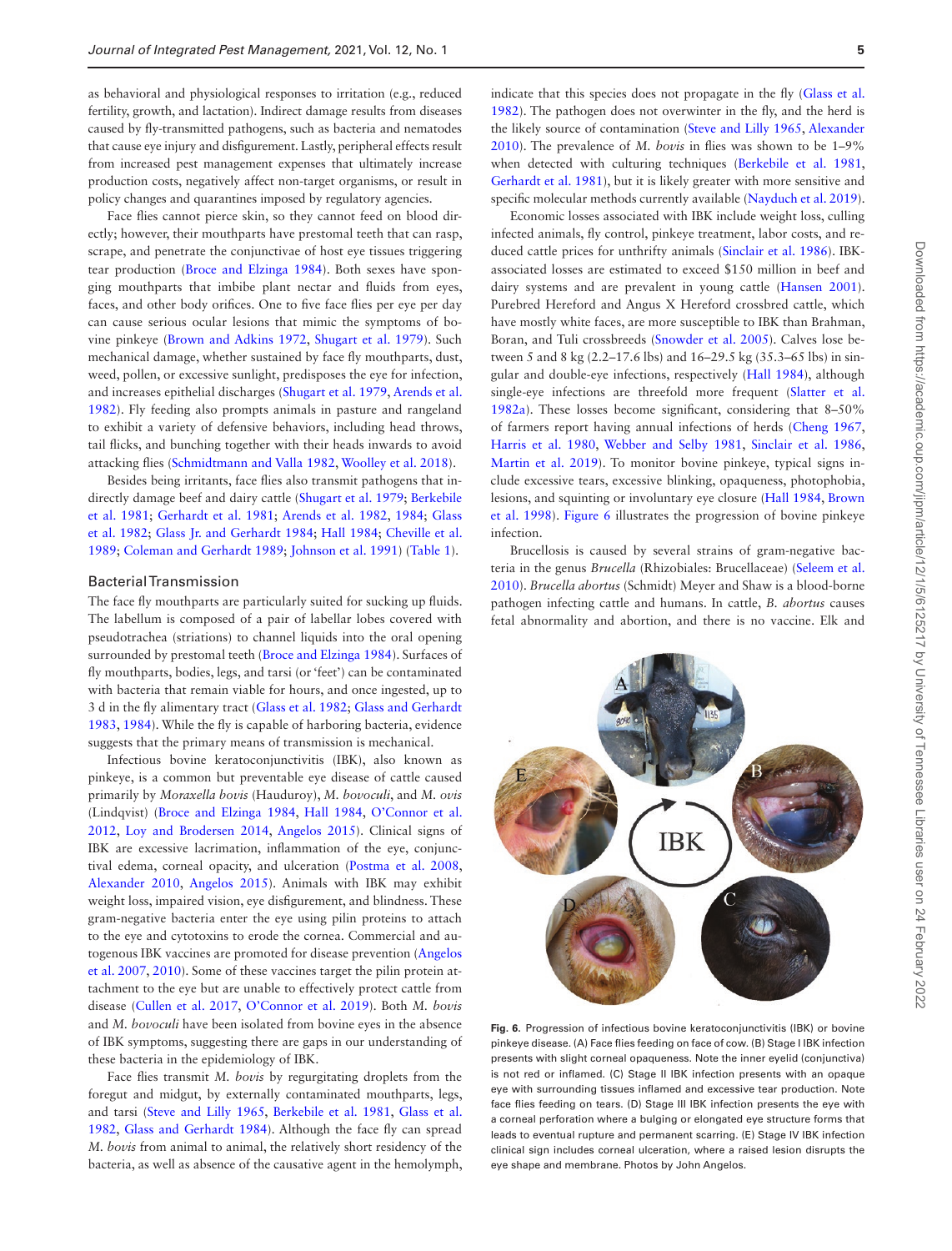as behavioral and physiological responses to irritation (e.g., reduced fertility, growth, and lactation). Indirect damage results from diseases caused by fly-transmitted pathogens, such as bacteria and nematodes that cause eye injury and disfigurement. Lastly, peripheral effects result from increased pest management expenses that ultimately increase production costs, negatively affect non-target organisms, or result in policy changes and quarantines imposed by regulatory agencies.

Face flies cannot pierce skin, so they cannot feed on blood directly; however, their mouthparts have prestomal teeth that can rasp, scrape, and penetrate the conjunctivae of host eye tissues triggering tear production (Broce and Elzinga 1984). Both sexes have sponging mouthparts that imbibe plant nectar and fluids from eyes, faces, and other body orifices. One to five face flies per eye per day can cause serious ocular lesions that mimic the symptoms of bovine pinkeye (Brown and Adkins 1972, Shugart et al. 1979). Such mechanical damage, whether sustained by face fly mouthparts, dust, weed, pollen, or excessive sunlight, predisposes the eye for infection, and increases epithelial discharges (Shugart et al. 1979, Arends et al. 1982). Fly feeding also prompts animals in pasture and rangeland to exhibit a variety of defensive behaviors, including head throws, tail flicks, and bunching together with their heads inwards to avoid attacking flies (Schmidtmann and Valla 1982, Woolley et al. 2018).

Besides being irritants, face flies also transmit pathogens that indirectly damage beef and dairy cattle (Shugart et al. 1979; Berkebile et al. 1981; Gerhardt et al. 1981; Arends et al. 1982, 1984; Glass et al. 1982; Glass Jr. and Gerhardt 1984; Hall 1984; Cheville et al. 1989; Coleman and Gerhardt 1989; Johnson et al. 1991) (Table 1).

## Bacterial Transmission

The face fly mouthparts are particularly suited for sucking up fluids. The labellum is composed of a pair of labellar lobes covered with pseudotrachea (striations) to channel liquids into the oral opening surrounded by prestomal teeth (Broce and Elzinga 1984). Surfaces of fly mouthparts, bodies, legs, and tarsi (or 'feet') can be contaminated with bacteria that remain viable for hours, and once ingested, up to 3 d in the fly alimentary tract (Glass et al. 1982; Glass and Gerhardt 1983, 1984). While the fly is capable of harboring bacteria, evidence suggests that the primary means of transmission is mechanical.

Infectious bovine keratoconjunctivitis (IBK), also known as pinkeye, is a common but preventable eye disease of cattle caused primarily by *Moraxella bovis* (Hauduroy), *M. bovoculi*, and *M. ovis* (Lindqvist) (Broce and Elzinga 1984, Hall 1984, O'Connor et al. 2012, Loy and Brodersen 2014, Angelos 2015). Clinical signs of IBK are excessive lacrimation, inflammation of the eye, conjunctival edema, corneal opacity, and ulceration (Postma et al. 2008, Alexander 2010, Angelos 2015). Animals with IBK may exhibit weight loss, impaired vision, eye disfigurement, and blindness. These gram-negative bacteria enter the eye using pilin proteins to attach to the eye and cytotoxins to erode the cornea. Commercial and autogenous IBK vaccines are promoted for disease prevention (Angelos et al. 2007, 2010). Some of these vaccines target the pilin protein attachment to the eye but are unable to effectively protect cattle from disease (Cullen et al. 2017, O'Connor et al. 2019). Both *M. bovis* and *M. bovoculi* have been isolated from bovine eyes in the absence of IBK symptoms, suggesting there are gaps in our understanding of these bacteria in the epidemiology of IBK.

Face flies transmit *M. bovis* by regurgitating droplets from the foregut and midgut, by externally contaminated mouthparts, legs, and tarsi (Steve and Lilly 1965, Berkebile et al. 1981, Glass et al. 1982, Glass and Gerhardt 1984). Although the face fly can spread *M. bovis* from animal to animal, the relatively short residency of the bacteria, as well as absence of the causative agent in the hemolymph, indicate that this species does not propagate in the fly (Glass et al. 1982). The pathogen does not overwinter in the fly, and the herd is the likely source of contamination (Steve and Lilly 1965, Alexander 2010). The prevalence of *M. bovis* in flies was shown to be 1–9% when detected with culturing techniques (Berkebile et al. 1981, Gerhardt et al. 1981), but it is likely greater with more sensitive and specific molecular methods currently available (Nayduch et al. 2019).

Economic losses associated with IBK include weight loss, culling infected animals, fly control, pinkeye treatment, labor costs, and reduced cattle prices for unthrifty animals (Sinclair et al. 1986). IBK-associated losses are estimated to exceed $150 million in beef and dairy systems and are prevalent in young cattle (Hansen 2001). Purebred Hereford and Angus X Hereford crossbred cattle, which have mostly white faces, are more susceptible to IBK than Brahman, Boran, and Tuli crossbreeds (Snowder et al. 2005). Calves lose between 5 and 8 kg (2.2–17.6 lbs) and 16–29.5 kg (35.3–65 lbs) in singular and double-eye infections, respectively (Hall 1984), although single-eye infections are threefold more frequent (Slatter et al. 1982a). These losses become significant, considering that 8–50% of farmers report having annual infections of herds (Cheng 1967, Harris et al. 1980, Webber and Selby 1981, Sinclair et al. 1986, Martin et al. 2019). To monitor bovine pinkeye, typical signs include excessive tears, excessive blinking, opaqueness, photophobia, lesions, and squinting or involuntary eye closure (Hall 1984, Brown et al. 1998). Figure 6 illustrates the progression of bovine pinkeye infection.

Brucellosis is caused by several strains of gram-negative bacteria in the genus *Brucella* (Rhizobiales: Brucellaceae) (Seleem et al. 2010). *Brucella abortus* (Schmidt) Meyer and Shaw is a blood-borne pathogen infecting cattle and humans. In cattle, *B. abortus* causes fetal abnormality and abortion, and there is no vaccine. Elk and

**Fig. 6.** Progression of infectious bovine keratoconjunctivitis (IBK) or bovine pinkeye disease. (A) Face flies feeding on face of cow. (B) Stage I IBK infection presents with slight corneal opaqueness. Note the inner eyelid (conjunctiva) is not red or inflamed. (C) Stage II IBK infection presents with an opaque eye with surrounding tissues inflamed and excessive tear production. Note face flies feeding on tears. (D) Stage III IBK infection presents the eye with a corneal perforation where a bulging or elongated eye structure forms that leads to eventual rupture and permanent scarring. (E) Stage IV IBK infection clinical sign includes corneal ulceration, where a raised lesion disrupts the eye shape and membrane. Photos by John Angelos.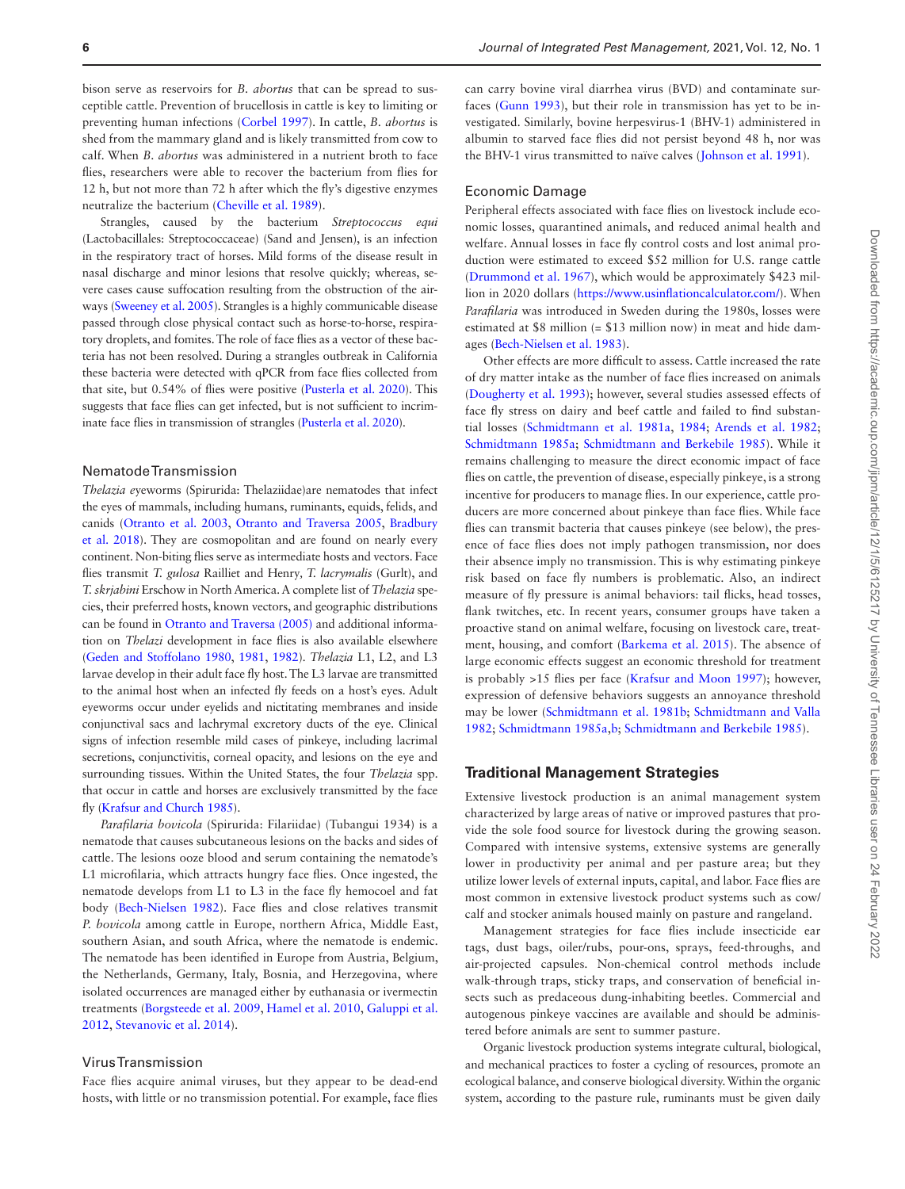bison serve as reservoirs for *B. abortus* that can be spread to susceptible cattle. Prevention of brucellosis in cattle is key to limiting or preventing human infections (Corbel 1997). In cattle, *B. abortus* is shed from the mammary gland and is likely transmitted from cow to calf. When *B. abortus* was administered in a nutrient broth to face flies, researchers were able to recover the bacterium from flies for 12 h, but not more than 72 h after which the fly's digestive enzymes neutralize the bacterium (Cheville et al. 1989).

Strangles, caused by the bacterium *Streptococcus equi* (Lactobacillales: Streptococcaceae) (Sand and Jensen), is an infection in the respiratory tract of horses. Mild forms of the disease result in nasal discharge and minor lesions that resolve quickly; whereas, severe cases cause suffocation resulting from the obstruction of the airways (Sweeney et al. 2005). Strangles is a highly communicable disease passed through close physical contact such as horse-to-horse, respiratory droplets, and fomites. The role of face flies as a vector of these bacteria has not been resolved. During a strangles outbreak in California these bacteria were detected with qPCR from face flies collected from that site, but 0.54% of flies were positive (Pusterla et al. 2020). This suggests that face flies can get infected, but is not sufficient to incriminate face flies in transmission of strangles (Pusterla et al. 2020).

### Nematode Transmission

*Thelazia e*yeworms (Spirurida: Thelaziidae)are nematodes that infect the eyes of mammals, including humans, ruminants, equids, felids, and canids (Otranto et al. 2003, Otranto and Traversa 2005, Bradbury et al. 2018). They are cosmopolitan and are found on nearly every continent. Non-biting flies serve as intermediate hosts and vectors. Face flies transmit *T. gulosa* Railliet and Henry, *T. lacrymalis* (Gurlt), and *T. skrjabini* Erschow in North America. A complete list of *Thelazia* species, their preferred hosts, known vectors, and geographic distributions can be found in Otranto and Traversa (2005) and additional information on *Thelazi* development in face flies is also available elsewhere (Geden and Stoffolano 1980, 1981, 1982). *Thelazia* L1, L2, and L3 larvae develop in their adult face fly host. The L3 larvae are transmitted to the animal host when an infected fly feeds on a host's eyes. Adult eyeworms occur under eyelids and nictitating membranes and inside conjunctival sacs and lachrymal excretory ducts of the eye. Clinical signs of infection resemble mild cases of pinkeye, including lacrimal secretions, conjunctivitis, corneal opacity, and lesions on the eye and surrounding tissues. Within the United States, the four *Thelazia* spp. that occur in cattle and horses are exclusively transmitted by the face fly (Krafsur and Church 1985).

*Parafilaria bovicola* (Spirurida: Filariidae) (Tubangui 1934) is a nematode that causes subcutaneous lesions on the backs and sides of cattle. The lesions ooze blood and serum containing the nematode's L1 microfilaria, which attracts hungry face flies. Once ingested, the nematode develops from L1 to L3 in the face fly hemocoel and fat body (Bech-Nielsen 1982). Face flies and close relatives transmit *P. bovicola* among cattle in Europe, northern Africa, Middle East, southern Asian, and south Africa, where the nematode is endemic. The nematode has been identified in Europe from Austria, Belgium, the Netherlands, Germany, Italy, Bosnia, and Herzegovina, where isolated occurrences are managed either by euthanasia or ivermectin treatments (Borgsteede et al. 2009, Hamel et al. 2010, Galuppi et al. 2012, Stevanovic et al. 2014).

### Virus Transmission

Face flies acquire animal viruses, but they appear to be dead-end hosts, with little or no transmission potential. For example, face flies can carry bovine viral diarrhea virus (BVD) and contaminate surfaces (Gunn 1993), but their role in transmission has yet to be investigated. Similarly, bovine herpesvirus-1 (BHV-1) administered in albumin to starved face flies did not persist beyond 48 h, nor was the BHV-1 virus transmitted to naïve calves (Johnson et al. 1991).

### Economic Damage

Peripheral effects associated with face flies on livestock include economic losses, quarantined animals, and reduced animal health and welfare. Annual losses in face fly control costs and lost animal production were estimated to exceed $52 million for U.S. range cattle (Drummond et al. 1967), which would be approximately $423 million in 2020 dollars (https://www.usinflationcalculator.com/). When *Parafilaria* was introduced in Sweden during the 1980s, losses were estimated at $8 million (= $13 million now) in meat and hide damages (Bech-Nielsen et al. 1983).

Other effects are more difficult to assess. Cattle increased the rate of dry matter intake as the number of face flies increased on animals (Dougherty et al. 1993); however, several studies assessed effects of face fly stress on dairy and beef cattle and failed to find substantial losses (Schmidtmann et al. 1981a, 1984; Arends et al. 1982; Schmidtmann 1985a; Schmidtmann and Berkebile 1985). While it remains challenging to measure the direct economic impact of face flies on cattle, the prevention of disease, especially pinkeye, is a strong incentive for producers to manage flies. In our experience, cattle producers are more concerned about pinkeye than face flies. While face flies can transmit bacteria that causes pinkeye (see below), the presence of face flies does not imply pathogen transmission, nor does their absence imply no transmission. This is why estimating pinkeye risk based on face fly numbers is problematic. Also, an indirect measure of fly pressure is animal behaviors: tail flicks, head tosses, flank twitches, etc. In recent years, consumer groups have taken a proactive stand on animal welfare, focusing on livestock care, treatment, housing, and comfort (Barkema et al. 2015). The absence of large economic effects suggest an economic threshold for treatment is probably >15 flies per face (Krafsur and Moon 1997); however, expression of defensive behaviors suggests an annoyance threshold may be lower (Schmidtmann et al. 1981b; Schmidtmann and Valla 1982; Schmidtmann 1985a,b; Schmidtmann and Berkebile 1985).

## Traditional Management Strategies

Extensive livestock production is an animal management system characterized by large areas of native or improved pastures that provide the sole food source for livestock during the growing season. Compared with intensive systems, extensive systems are generally lower in productivity per animal and per pasture area; but they utilize lower levels of external inputs, capital, and labor. Face flies are most common in extensive livestock product systems such as cow/calf and stocker animals housed mainly on pasture and rangeland.

Management strategies for face flies include insecticide ear tags, dust bags, oiler/rubs, pour-ons, sprays, feed-throughs, and air-projected capsules. Non-chemical control methods include walk-through traps, sticky traps, and conservation of beneficial insects such as predaceous dung-inhabiting beetles. Commercial and autogenous pinkeye vaccines are available and should be administered before animals are sent to summer pasture.

Organic livestock production systems integrate cultural, biological, and mechanical practices to foster a cycling of resources, promote an ecological balance, and conserve biological diversity. Within the organic system, according to the pasture rule, ruminants must be given daily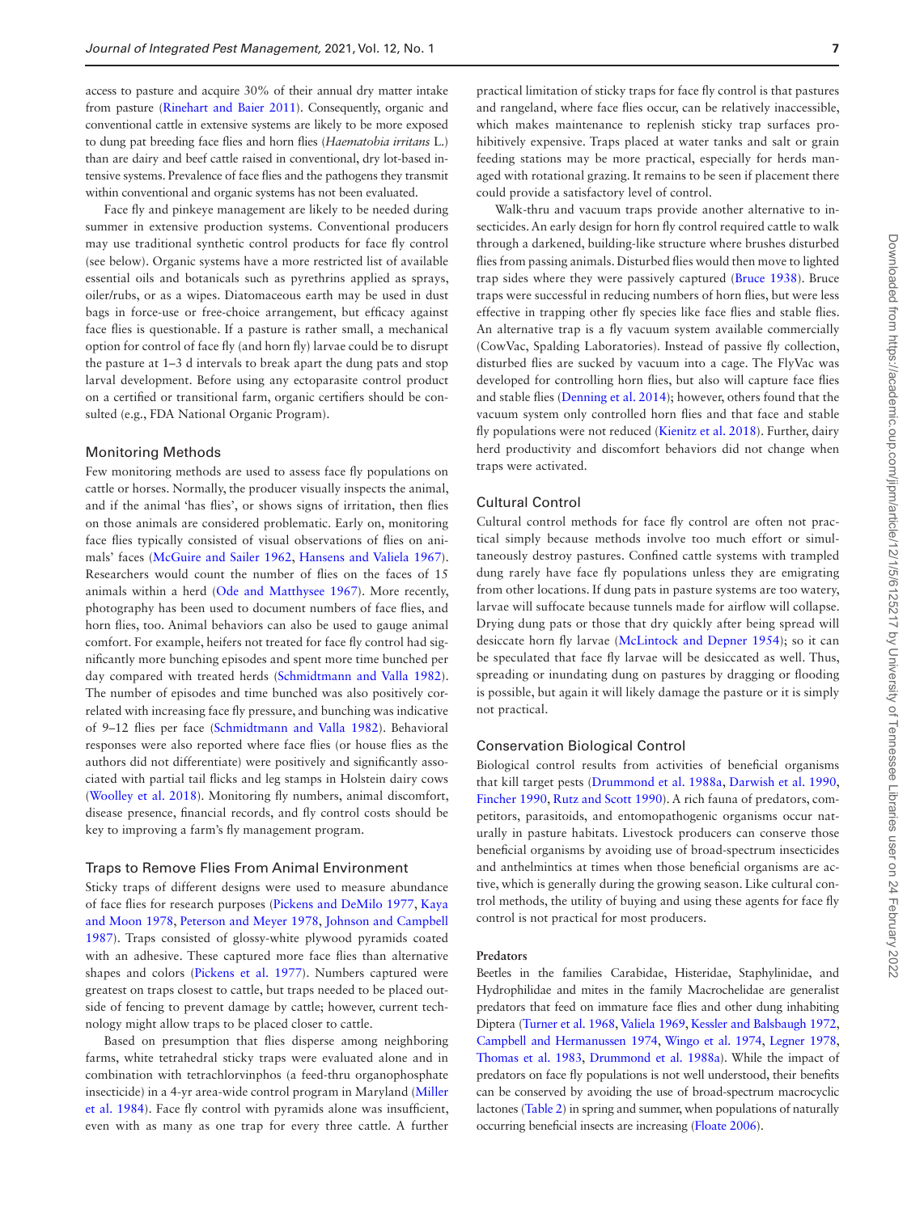access to pasture and acquire 30% of their annual dry matter intake from pasture (Rinehart and Baier 2011). Consequently, organic and conventional cattle in extensive systems are likely to be more exposed to dung pat breeding face flies and horn flies (*Haematobia irritans* L.) than are dairy and beef cattle raised in conventional, dry lot-based intensive systems. Prevalence of face flies and the pathogens they transmit within conventional and organic systems has not been evaluated.

Face fly and pinkeye management are likely to be needed during summer in extensive production systems. Conventional producers may use traditional synthetic control products for face fly control (see below). Organic systems have a more restricted list of available essential oils and botanicals such as pyrethrins applied as sprays, oiler/rubs, or as a wipes. Diatomaceous earth may be used in dust bags in force-use or free-choice arrangement, but efficacy against face flies is questionable. If a pasture is rather small, a mechanical option for control of face fly (and horn fly) larvae could be to disrupt the pasture at 1–3 d intervals to break apart the dung pats and stop larval development. Before using any ectoparasite control product on a certified or transitional farm, organic certifiers should be consulted (e.g., FDA National Organic Program).

## Monitoring Methods

Few monitoring methods are used to assess face fly populations on cattle or horses. Normally, the producer visually inspects the animal, and if the animal 'has flies', or shows signs of irritation, then flies on those animals are considered problematic. Early on, monitoring face flies typically consisted of visual observations of flies on animals' faces (McGuire and Sailer 1962, Hansens and Valiela 1967). Researchers would count the number of flies on the faces of 15 animals within a herd (Ode and Matthysee 1967). More recently, photography has been used to document numbers of face flies, and horn flies, too. Animal behaviors can also be used to gauge animal comfort. For example, heifers not treated for face fly control had significantly more bunching episodes and spent more time bunched per day compared with treated herds (Schmidtmann and Valla 1982). The number of episodes and time bunched was also positively correlated with increasing face fly pressure, and bunching was indicative of 9–12 flies per face (Schmidtmann and Valla 1982). Behavioral responses were also reported where face flies (or house flies as the authors did not differentiate) were positively and significantly associated with partial tail flicks and leg stamps in Holstein dairy cows (Woolley et al. 2018). Monitoring fly numbers, animal discomfort, disease presence, financial records, and fly control costs should be key to improving a farm's fly management program.

## Traps to Remove Flies From Animal Environment

Sticky traps of different designs were used to measure abundance of face flies for research purposes (Pickens and DeMilo 1977, Kaya and Moon 1978, Peterson and Meyer 1978, Johnson and Campbell 1987). Traps consisted of glossy-white plywood pyramids coated with an adhesive. These captured more face flies than alternative shapes and colors (Pickens et al. 1977). Numbers captured were greatest on traps closest to cattle, but traps needed to be placed outside of fencing to prevent damage by cattle; however, current technology might allow traps to be placed closer to cattle.

Based on presumption that flies disperse among neighboring farms, white tetrahedral sticky traps were evaluated alone and in combination with tetrachlorvinphos (a feed-thru organophosphate insecticide) in a 4-yr area-wide control program in Maryland (Miller et al. 1984). Face fly control with pyramids alone was insufficient, even with as many as one trap for every three cattle. A further practical limitation of sticky traps for face fly control is that pastures and rangeland, where face flies occur, can be relatively inaccessible, which makes maintenance to replenish sticky trap surfaces prohibitively expensive. Traps placed at water tanks and salt or grain feeding stations may be more practical, especially for herds managed with rotational grazing. It remains to be seen if placement there could provide a satisfactory level of control.

Walk-thru and vacuum traps provide another alternative to insecticides. An early design for horn fly control required cattle to walk through a darkened, building-like structure where brushes disturbed flies from passing animals. Disturbed flies would then move to lighted trap sides where they were passively captured (Bruce 1938). Bruce traps were successful in reducing numbers of horn flies, but were less effective in trapping other fly species like face flies and stable flies. An alternative trap is a fly vacuum system available commercially (CowVac, Spalding Laboratories). Instead of passive fly collection, disturbed flies are sucked by vacuum into a cage. The FlyVac was developed for controlling horn flies, but also will capture face flies and stable flies (Denning et al. 2014); however, others found that the vacuum system only controlled horn flies and that face and stable fly populations were not reduced (Kienitz et al. 2018). Further, dairy herd productivity and discomfort behaviors did not change when traps were activated.

## Cultural Control

Cultural control methods for face fly control are often not practical simply because methods involve too much effort or simultaneously destroy pastures. Confined cattle systems with trampled dung rarely have face fly populations unless they are emigrating from other locations. If dung pats in pasture systems are too watery, larvae will suffocate because tunnels made for airflow will collapse. Drying dung pats or those that dry quickly after being spread will desiccate horn fly larvae (McLintock and Depner 1954); so it can be speculated that face fly larvae will be desiccated as well. Thus, spreading or inundating dung on pastures by dragging or flooding is possible, but again it will likely damage the pasture or it is simply not practical.

## Conservation Biological Control

Biological control results from activities of beneficial organisms that kill target pests (Drummond et al. 1988a, Darwish et al. 1990, Fincher 1990, Rutz and Scott 1990). A rich fauna of predators, competitors, parasitoids, and entomopathogenic organisms occur naturally in pasture habitats. Livestock producers can conserve those beneficial organisms by avoiding use of broad-spectrum insecticides and anthelmintics at times when those beneficial organisms are active, which is generally during the growing season. Like cultural control methods, the utility of buying and using these agents for face fly control is not practical for most producers.

### Predators

Beetles in the families Carabidae, Histeridae, Staphylinidae, and Hydrophilidae and mites in the family Macrochelidae are generalist predators that feed on immature face flies and other dung inhabiting Diptera (Turner et al. 1968, Valiela 1969, Kessler and Balsbaugh 1972, Campbell and Hermanussen 1974, Wingo et al. 1974, Legner 1978, Thomas et al. 1983, Drummond et al. 1988a). While the impact of predators on face fly populations is not well understood, their benefits can be conserved by avoiding the use of broad-spectrum macrocyclic lactones (Table 2) in spring and summer, when populations of naturally occurring beneficial insects are increasing (Floate 2006).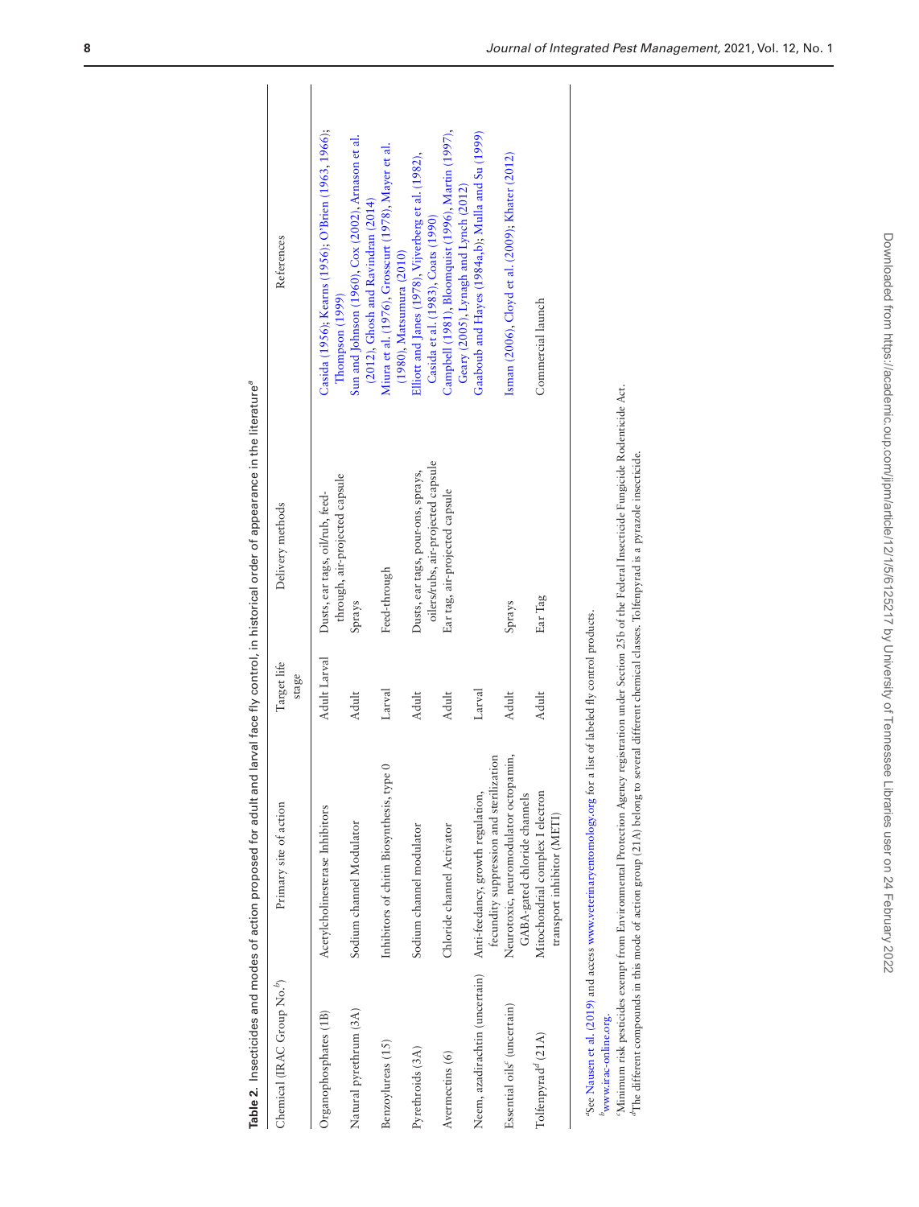**Table 2.** Insecticides and modes of action proposed for adult and larval face fly control, in historical order of appearance in the literature[a]

| Chemical (IRAC Group No.[b]) | Primary site of action | Target life stage | Delivery methods | References |
|---|---|---|---|---|
| Organophosphates (1B) | Acetylcholinesterase Inhibitors | Adult Larval | Dusts, ear tags, oil/rub, feed-through, air-projected capsule | Casida (1956); Kearns (1956); O'Brien (1963, 1966); Thompson (1999) |
| Natural pyrethrum (3A) | Sodium channel Modulator | Adult | Sprays | Sun and Johnson (1960), Cox (2002), Arnason et al. (2012), Ghosh and Ravindran (2014) |
| Benzoylureas (15) | Inhibitors of chitin Biosynthesis, type 0 | Larval | Feed-through | Miura et al. (1976), Grosscurt (1978), Mayer et al. (1980), Matsumura (2010) |
| Pyrethroids (3A) | Sodium channel modulator | Adult | Dusts, ear tags, pour-ons, sprays, oilers/rubs, air-projected capsule | Elliott and Janes (1978), Vijverberg et al. (1982), Casida et al. (1983), Coats (1990) |
| Avermectins (6) | Chloride channel Activator | Adult | Ear tag, air-projected capsule | Campbell (1981), Bloomquist (1996), Martin (1997), Geary (2005), Lynagh and Lynch (2012) |
| Neem, azadirachtin (uncertain) | Anti-feedancy, growth regulation, fecundity suppression and sterilization | Larval | | Gaaboub and Hayes (1984a,b); Mulla and Su (1999) |
| Essential oils[c] (uncertain) | Neurotoxic, neuromodulator octopamin, GABA-gated chloride channels | Adult | Sprays | Isman (2006), Cloyd et al. (2009); Khater (2012) |
| Tolfenpyrad[d] (21A) | Mitochondrial complex I electron transport inhibitor (METI) | Adult | Ear Tag | Commercial launch |

[a]See Nausen et al. (2019) and access www.veterinaryentomology.org for a list of labeled fly control products.
[b]www.irac-online.org.
[c]Minimum risk pesticides exempt from Environmental Protection Agency registration under Section 25b of the Federal Insecticide Fungicide Rodenticide Act.
[d]The different compounds in this mode of action group (21A) belong to several different chemical classes. Tolfenpyrad is a pyrazole insecticide.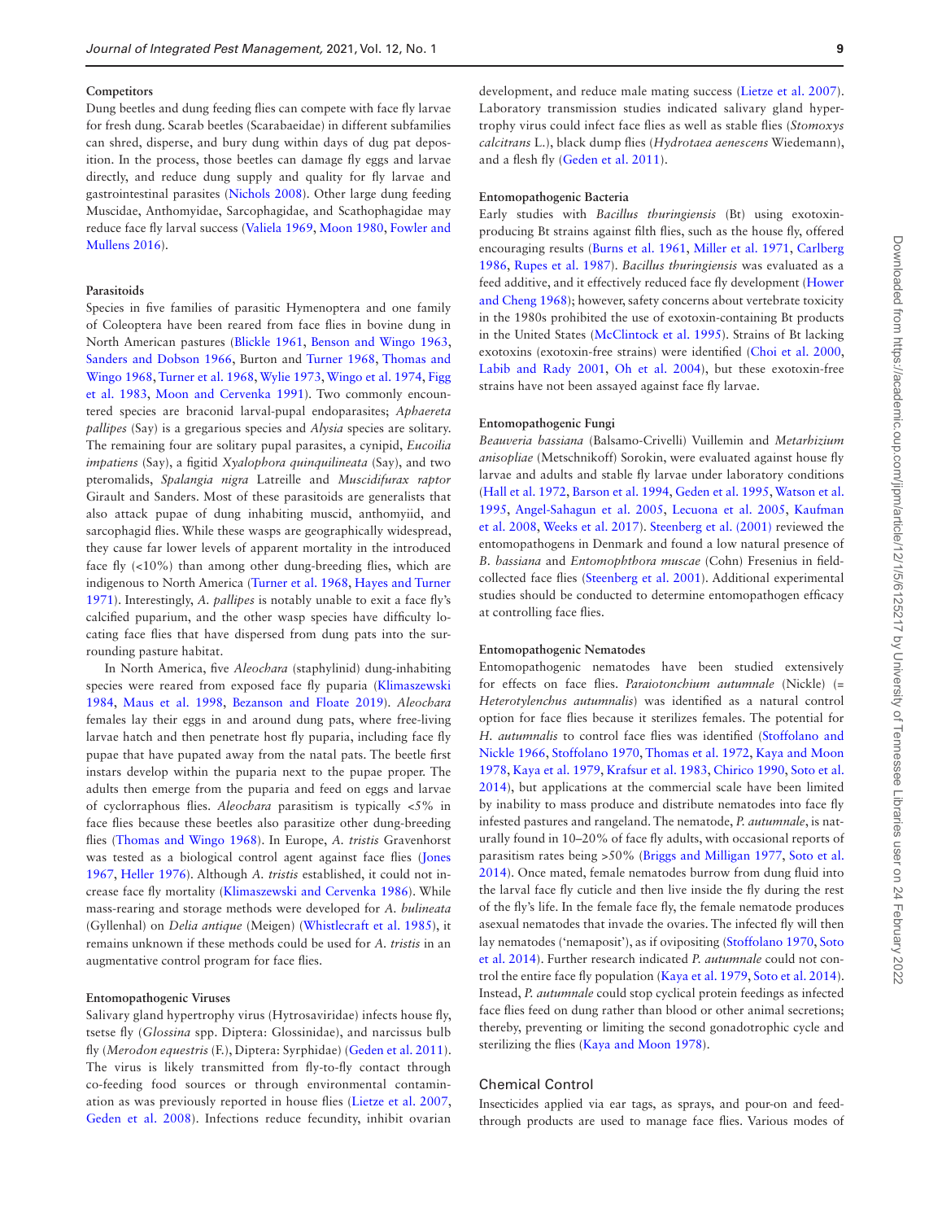#### Competitors

Dung beetles and dung feeding flies can compete with face fly larvae for fresh dung. Scarab beetles (Scarabaeidae) in different subfamilies can shred, disperse, and bury dung within days of dug pat deposition. In the process, those beetles can damage fly eggs and larvae directly, and reduce dung supply and quality for fly larvae and gastrointestinal parasites (Nichols 2008). Other large dung feeding Muscidae, Anthomyidae, Sarcophagidae, and Scathophagidae may reduce face fly larval success (Valiela 1969, Moon 1980, Fowler and Mullens 2016).

#### Parasitoids

Species in five families of parasitic Hymenoptera and one family of Coleoptera have been reared from face flies in bovine dung in North American pastures (Blickle 1961, Benson and Wingo 1963, Sanders and Dobson 1966, Burton and Turner 1968, Thomas and Wingo 1968, Turner et al. 1968, Wylie 1973, Wingo et al. 1974, Figg et al. 1983, Moon and Cervenka 1991). Two commonly encountered species are braconid larval-pupal endoparasites; *Aphaereta pallipes* (Say) is a gregarious species and *Alysia* species are solitary. The remaining four are solitary pupal parasites, a cynipid, *Eucoilia impatiens* (Say), a figitid *Xyalophora quinquilineata* (Say), and two pteromalids, *Spalangia nigra* Latreille and *Muscidifurax raptor* Girault and Sanders. Most of these parasitoids are generalists that also attack pupae of dung inhabiting muscid, anthomyiid, and sarcophagid flies. While these wasps are geographically widespread, they cause far lower levels of apparent mortality in the introduced face fly (<10%) than among other dung-breeding flies, which are indigenous to North America (Turner et al. 1968, Hayes and Turner 1971). Interestingly, *A. pallipes* is notably unable to exit a face fly's calcified puparium, and the other wasp species have difficulty locating face flies that have dispersed from dung pats into the surrounding pasture habitat.

In North America, five *Aleochara* (staphylinid) dung-inhabiting species were reared from exposed face fly puparia (Klimaszewski 1984, Maus et al. 1998, Bezanson and Floate 2019). *Aleochara* females lay their eggs in and around dung pats, where free-living larvae hatch and then penetrate host fly puparia, including face fly pupae that have pupated away from the natal pats. The beetle first instars develop within the puparia next to the pupae proper. The adults then emerge from the puparia and feed on eggs and larvae of cyclorraphous flies. *Aleochara* parasitism is typically <5% in face flies because these beetles also parasitize other dung-breeding flies (Thomas and Wingo 1968). In Europe, *A. tristis* Gravenhorst was tested as a biological control agent against face flies (Jones 1967, Heller 1976). Although *A. tristis* established, it could not increase face fly mortality (Klimaszewski and Cervenka 1986). While mass-rearing and storage methods were developed for *A. bulineata* (Gyllenhal) on *Delia antique* (Meigen) (Whistlecraft et al. 1985), it remains unknown if these methods could be used for *A. tristis* in an augmentative control program for face flies.

#### Entomopathogenic Viruses

Salivary gland hypertrophy virus (Hytrosaviridae) infects house fly, tsetse fly (*Glossina* spp. Diptera: Glossinidae), and narcissus bulb fly (*Merodon equestris* (F.), Diptera: Syrphidae) (Geden et al. 2011). The virus is likely transmitted from fly-to-fly contact through co-feeding food sources or through environmental contamination as was previously reported in house flies (Lietze et al. 2007, Geden et al. 2008). Infections reduce fecundity, inhibit ovarian development, and reduce male mating success (Lietze et al. 2007). Laboratory transmission studies indicated salivary gland hypertrophy virus could infect face flies as well as stable flies (*Stomoxys calcitrans* L.), black dump flies (*Hydrotaea aenescens* Wiedemann), and a flesh fly (Geden et al. 2011).

#### Entomopathogenic Bacteria

Early studies with *Bacillus thuringiensis* (Bt) using exotoxin-producing Bt strains against filth flies, such as the house fly, offered encouraging results (Burns et al. 1961, Miller et al. 1971, Carlberg 1986, Rupes et al. 1987). *Bacillus thuringiensis* was evaluated as a feed additive, and it effectively reduced face fly development (Hower and Cheng 1968); however, safety concerns about vertebrate toxicity in the 1980s prohibited the use of exotoxin-containing Bt products in the United States (McClintock et al. 1995). Strains of Bt lacking exotoxins (exotoxin-free strains) were identified (Choi et al. 2000, Labib and Rady 2001, Oh et al. 2004), but these exotoxin-free strains have not been assayed against face fly larvae.

#### Entomopathogenic Fungi

*Beauveria bassiana* (Balsamo-Crivelli) Vuillemin and *Metarhizium anisopliae* (Metschnikoff) Sorokin, were evaluated against house fly larvae and adults and stable fly larvae under laboratory conditions (Hall et al. 1972, Barson et al. 1994, Geden et al. 1995, Watson et al. 1995, Angel-Sahagun et al. 2005, Lecuona et al. 2005, Kaufman et al. 2008, Weeks et al. 2017). Steenberg et al. (2001) reviewed the entomopathogens in Denmark and found a low natural presence of *B. bassiana* and *Entomophthora muscae* (Cohn) Fresenius in field-collected face flies (Steenberg et al. 2001). Additional experimental studies should be conducted to determine entomopathogen efficacy at controlling face flies.

#### Entomopathogenic Nematodes

Entomopathogenic nematodes have been studied extensively for effects on face flies. *Paraiotonchium autumnale* (Nickle) (= *Heterotylenchus autumnalis*) was identified as a natural control option for face flies because it sterilizes females. The potential for *H. autumnalis* to control face flies was identified (Stoffolano and Nickle 1966, Stoffolano 1970, Thomas et al. 1972, Kaya and Moon 1978, Kaya et al. 1979, Krafsur et al. 1983, Chirico 1990, Soto et al. 2014), but applications at the commercial scale have been limited by inability to mass produce and distribute nematodes into face fly infested pastures and rangeland. The nematode, *P. autumnale*, is naturally found in 10–20% of face fly adults, with occasional reports of parasitism rates being >50% (Briggs and Milligan 1977, Soto et al. 2014). Once mated, female nematodes burrow from dung fluid into the larval face fly cuticle and then live inside the fly during the rest of the fly's life. In the female face fly, the female nematode produces asexual nematodes that invade the ovaries. The infected fly will then lay nematodes ('nemaposit'), as if ovipositing (Stoffolano 1970, Soto et al. 2014). Further research indicated *P. autumnale* could not control the entire face fly population (Kaya et al. 1979, Soto et al. 2014). Instead, *P. autumnale* could stop cyclical protein feedings as infected face flies feed on dung rather than blood or other animal secretions; thereby, preventing or limiting the second gonadotrophic cycle and sterilizing the flies (Kaya and Moon 1978).

### Chemical Control

Insecticides applied via ear tags, as sprays, and pour-on and feed-through products are used to manage face flies. Various modes of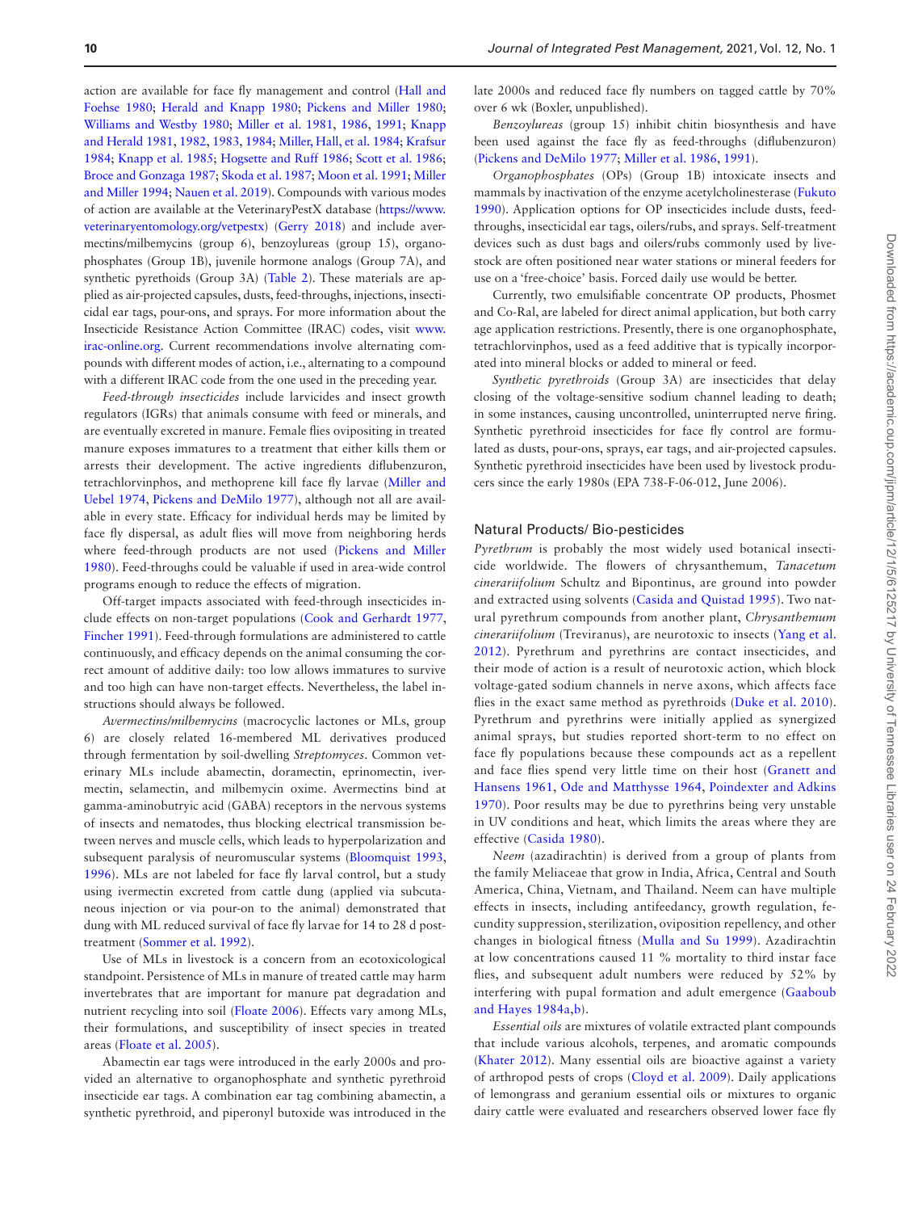action are available for face fly management and control (Hall and Foehse 1980; Herald and Knapp 1980; Pickens and Miller 1980; Williams and Westby 1980; Miller et al. 1981, 1986, 1991; Knapp and Herald 1981, 1982, 1983, 1984; Miller, Hall, et al. 1984; Krafsur 1984; Knapp et al. 1985; Hogsette and Ruff 1986; Scott et al. 1986; Broce and Gonzaga 1987; Skoda et al. 1987; Moon et al. 1991; Miller and Miller 1994; Nauen et al. 2019). Compounds with various modes of action are available at the VeterinaryPestX database (https://www.veterinaryentomology.org/vetpestx) (Gerry 2018) and include avermectins/milbemycins (group 6), benzoylureas (group 15), organophosphates (Group 1B), juvenile hormone analogs (Group 7A), and synthetic pyrethoids (Group 3A) (Table 2). These materials are applied as air-projected capsules, dusts, feed-throughs, injections, insecticidal ear tags, pour-ons, and sprays. For more information about the Insecticide Resistance Action Committee (IRAC) codes, visit www.irac-online.org. Current recommendations involve alternating compounds with different modes of action, i.e., alternating to a compound with a different IRAC code from the one used in the preceding year.

*Feed-through insecticides* include larvicides and insect growth regulators (IGRs) that animals consume with feed or minerals, and are eventually excreted in manure. Female flies ovipositing in treated manure exposes immatures to a treatment that either kills them or arrests their development. The active ingredients diflubenzuron, tetrachlorvinphos, and methoprene kill face fly larvae (Miller and Uebel 1974, Pickens and DeMilo 1977), although not all are available in every state. Efficacy for individual herds may be limited by face fly dispersal, as adult flies will move from neighboring herds where feed-through products are not used (Pickens and Miller 1980). Feed-throughs could be valuable if used in area-wide control programs enough to reduce the effects of migration.

Off-target impacts associated with feed-through insecticides include effects on non-target populations (Cook and Gerhardt 1977, Fincher 1991). Feed-through formulations are administered to cattle continuously, and efficacy depends on the animal consuming the correct amount of additive daily: too low allows immatures to survive and too high can have non-target effects. Nevertheless, the label instructions should always be followed.

*Avermectins/milbemycins* (macrocyclic lactones or MLs, group 6) are closely related 16-membered ML derivatives produced through fermentation by soil-dwelling *Streptomyces*. Common veterinary MLs include abamectin, doramectin, eprinomectin, ivermectin, selamectin, and milbemycin oxime. Avermectins bind at gamma-aminobutryic acid (GABA) receptors in the nervous systems of insects and nematodes, thus blocking electrical transmission between nerves and muscle cells, which leads to hyperpolarization and subsequent paralysis of neuromuscular systems (Bloomquist 1993, 1996). MLs are not labeled for face fly larval control, but a study using ivermectin excreted from cattle dung (applied via subcutaneous injection or via pour-on to the animal) demonstrated that dung with ML reduced survival of face fly larvae for 14 to 28 d post-treatment (Sommer et al. 1992).

Use of MLs in livestock is a concern from an ecotoxicological standpoint. Persistence of MLs in manure of treated cattle may harm invertebrates that are important for manure pat degradation and nutrient recycling into soil (Floate 2006). Effects vary among MLs, their formulations, and susceptibility of insect species in treated areas (Floate et al. 2005).

Abamectin ear tags were introduced in the early 2000s and provided an alternative to organophosphate and synthetic pyrethroid insecticide ear tags. A combination ear tag combining abamectin, a synthetic pyrethroid, and piperonyl butoxide was introduced in the late 2000s and reduced face fly numbers on tagged cattle by 70% over 6 wk (Boxler, unpublished).

*Benzoylureas* (group 15) inhibit chitin biosynthesis and have been used against the face fly as feed-throughs (diflubenzuron) (Pickens and DeMilo 1977; Miller et al. 1986, 1991).

*Organophosphates* (OPs) (Group 1B) intoxicate insects and mammals by inactivation of the enzyme acetylcholinesterase (Fukuto 1990). Application options for OP insecticides include dusts, feed-throughs, insecticidal ear tags, oilers/rubs, and sprays. Self-treatment devices such as dust bags and oilers/rubs commonly used by livestock are often positioned near water stations or mineral feeders for use on a 'free-choice' basis. Forced daily use would be better.

Currently, two emulsifiable concentrate OP products, Phosmet and Co-Ral, are labeled for direct animal application, but both carry age application restrictions. Presently, there is one organophosphate, tetrachlorvinphos, used as a feed additive that is typically incorporated into mineral blocks or added to mineral or feed.

*Synthetic pyrethroids* (Group 3A) are insecticides that delay closing of the voltage-sensitive sodium channel leading to death; in some instances, causing uncontrolled, uninterrupted nerve firing. Synthetic pyrethroid insecticides for face fly control are formulated as dusts, pour-ons, sprays, ear tags, and air-projected capsules. Synthetic pyrethroid insecticides have been used by livestock producers since the early 1980s (EPA 738-F-06-012, June 2006).

## Natural Products/ Bio-pesticides

*Pyrethrum* is probably the most widely used botanical insecticide worldwide. The flowers of chrysanthemum, *Tanacetum cinerariifolium* Schultz and Bipontinus, are ground into powder and extracted using solvents (Casida and Quistad 1995). Two natural pyrethrum compounds from another plant, *Chrysanthemum cinerariifolium* (Treviranus), are neurotoxic to insects (Yang et al. 2012). Pyrethrum and pyrethrins are contact insecticides, and their mode of action is a result of neurotoxic action, which block voltage-gated sodium channels in nerve axons, which affects face flies in the exact same method as pyrethroids (Duke et al. 2010). Pyrethrum and pyrethrins were initially applied as synergized animal sprays, but studies reported short-term to no effect on face fly populations because these compounds act as a repellent and face flies spend very little time on their host (Granett and Hansens 1961, Ode and Matthysse 1964, Poindexter and Adkins 1970). Poor results may be due to pyrethrins being very unstable in UV conditions and heat, which limits the areas where they are effective (Casida 1980).

*Neem* (azadirachtin) is derived from a group of plants from the family Meliaceae that grow in India, Africa, Central and South America, China, Vietnam, and Thailand. Neem can have multiple effects in insects, including antifeedancy, growth regulation, fecundity suppression, sterilization, oviposition repellency, and other changes in biological fitness (Mulla and Su 1999). Azadirachtin at low concentrations caused 11 % mortality to third instar face flies, and subsequent adult numbers were reduced by 52% by interfering with pupal formation and adult emergence (Gaaboub and Hayes 1984a,b).

*Essential oils* are mixtures of volatile extracted plant compounds that include various alcohols, terpenes, and aromatic compounds (Khater 2012). Many essential oils are bioactive against a variety of arthropod pests of crops (Cloyd et al. 2009). Daily applications of lemongrass and geranium essential oils or mixtures to organic dairy cattle were evaluated and researchers observed lower face fly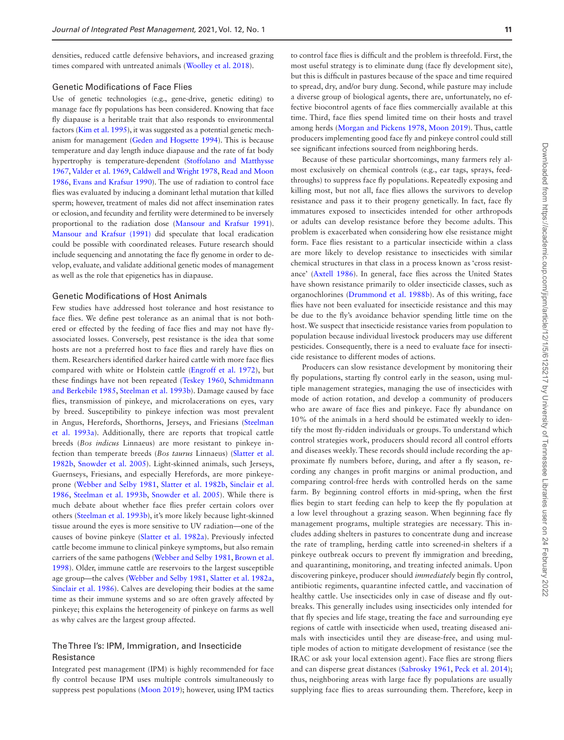densities, reduced cattle defensive behaviors, and increased grazing times compared with untreated animals (Woolley et al. 2018).

### Genetic Modifications of Face Flies

Use of genetic technologies (e.g., gene-drive, genetic editing) to manage face fly populations has been considered. Knowing that face fly diapause is a heritable trait that also responds to environmental factors (Kim et al. 1995), it was suggested as a potential genetic mechanism for management (Geden and Hogsette 1994). This is because temperature and day length induce diapause and the rate of fat body hypertrophy is temperature-dependent (Stoffolano and Matthysse 1967, Valder et al. 1969, Caldwell and Wright 1978, Read and Moon 1986, Evans and Krafsur 1990). The use of radiation to control face flies was evaluated by inducing a dominant lethal mutation that killed sperm; however, treatment of males did not affect insemination rates or eclosion, and fecundity and fertility were determined to be inversely proportional to the radiation dose (Mansour and Krafsur 1991). Mansour and Krafsur (1991) did speculate that local eradication could be possible with coordinated releases. Future research should include sequencing and annotating the face fly genome in order to develop, evaluate, and validate additional genetic modes of management as well as the role that epigenetics has in diapause.

### Genetic Modifications of Host Animals

Few studies have addressed host tolerance and host resistance to face flies. We define pest tolerance as an animal that is not bothered or effected by the feeding of face flies and may not have fly-associated losses. Conversely, pest resistance is the idea that some hosts are not a preferred host to face flies and rarely have flies on them. Researchers identified darker haired cattle with more face flies compared with white or Holstein cattle (Engroff et al. 1972), but these findings have not been repeated (Teskey 1960, Schmidtmann and Berkebile 1985, Steelman et al. 1993b). Damage caused by face flies, transmission of pinkeye, and microlacerations on eyes, vary by breed. Susceptibility to pinkeye infection was most prevalent in Angus, Herefords, Shorthorns, Jerseys, and Friesians (Steelman et al. 1993a). Additionally, there are reports that tropical cattle breeds (*Bos indicus* Linnaeus) are more resistant to pinkeye infection than temperate breeds (*Bos taurus* Linnaeus) (Slatter et al. 1982b, Snowder et al. 2005). Light-skinned animals, such Jerseys, Guernseys, Friesians, and especially Herefords, are more pinkeye-prone (Webber and Selby 1981, Slatter et al. 1982b, Sinclair et al. 1986, Steelman et al. 1993b, Snowder et al. 2005). While there is much debate about whether face flies prefer certain colors over others (Steelman et al. 1993b), it's more likely because light-skinned tissue around the eyes is more sensitive to UV radiation—one of the causes of bovine pinkeye (Slatter et al. 1982a). Previously infected cattle become immune to clinical pinkeye symptoms, but also remain carriers of the same pathogens (Webber and Selby 1981, Brown et al. 1998). Older, immune cattle are reservoirs to the largest susceptible age group—the calves (Webber and Selby 1981, Slatter et al. 1982a, Sinclair et al. 1986). Calves are developing their bodies at the same time as their immune systems and so are often gravely affected by pinkeye; this explains the heterogeneity of pinkeye on farms as well as why calves are the largest group affected.

### The Three I's: IPM, Immigration, and Insecticide Resistance

Integrated pest management (IPM) is highly recommended for face fly control because IPM uses multiple controls simultaneously to suppress pest populations (Moon 2019); however, using IPM tactics to control face flies is difficult and the problem is threefold. First, the most useful strategy is to eliminate dung (face fly development site), but this is difficult in pastures because of the space and time required to spread, dry, and/or bury dung. Second, while pasture may include a diverse group of biological agents, there are, unfortunately, no effective biocontrol agents of face flies commercially available at this time. Third, face flies spend limited time on their hosts and travel among herds (Morgan and Pickens 1978, Moon 2019). Thus, cattle producers implementing good face fly and pinkeye control could still see significant infections sourced from neighboring herds.

Because of these particular shortcomings, many farmers rely almost exclusively on chemical controls (e.g., ear tags, sprays, feed-throughs) to suppress face fly populations. Repeatedly exposing and killing most, but not all, face flies allows the survivors to develop resistance and pass it to their progeny genetically. In fact, face fly immatures exposed to insecticides intended for other arthropods or adults can develop resistance before they become adults. This problem is exacerbated when considering how else resistance might form. Face flies resistant to a particular insecticide within a class are more likely to develop resistance to insecticides with similar chemical structures in that class in a process known as 'cross resistance' (Axtell 1986). In general, face flies across the United States have shown resistance primarily to older insecticide classes, such as organochlorines (Drummond et al. 1988b). As of this writing, face flies have not been evaluated for insecticide resistance and this may be due to the fly's avoidance behavior spending little time on the host. We suspect that insecticide resistance varies from population to population because individual livestock producers may use different pesticides. Consequently, there is a need to evaluate face for insecticide resistance to different modes of actions.

Producers can slow resistance development by monitoring their fly populations, starting fly control early in the season, using multiple management strategies, managing the use of insecticides with mode of action rotation, and develop a community of producers who are aware of face flies and pinkeye. Face fly abundance on 10% of the animals in a herd should be estimated weekly to identify the most fly-ridden individuals or groups. To understand which control strategies work, producers should record all control efforts and diseases weekly. These records should include recording the approximate fly numbers before, during, and after a fly season, recording any changes in profit margins or animal production, and comparing control-free herds with controlled herds on the same farm. By beginning control efforts in mid-spring, when the first flies begin to start feeding can help to keep the fly population at a low level throughout a grazing season. When beginning face fly management programs, multiple strategies are necessary. This includes adding shelters in pastures to concentrate dung and increase the rate of trampling, herding cattle into screened-in shelters if a pinkeye outbreak occurs to prevent fly immigration and breeding, and quarantining, monitoring, and treating infected animals. Upon discovering pinkeye, producer should *immediately* begin fly control, antibiotic regiments, quarantine infected cattle, and vaccination of healthy cattle. Use insecticides only in case of disease and fly outbreaks. This generally includes using insecticides only intended for that fly species and life stage, treating the face and surrounding eye regions of cattle with insecticide when used, treating diseased animals with insecticides until they are disease-free, and using multiple modes of action to mitigate development of resistance (see the IRAC or ask your local extension agent). Face flies are strong fliers and can disperse great distances (Sabrosky 1961, Peck et al. 2014); thus, neighboring areas with large face fly populations are usually supplying face flies to areas surrounding them. Therefore, keep in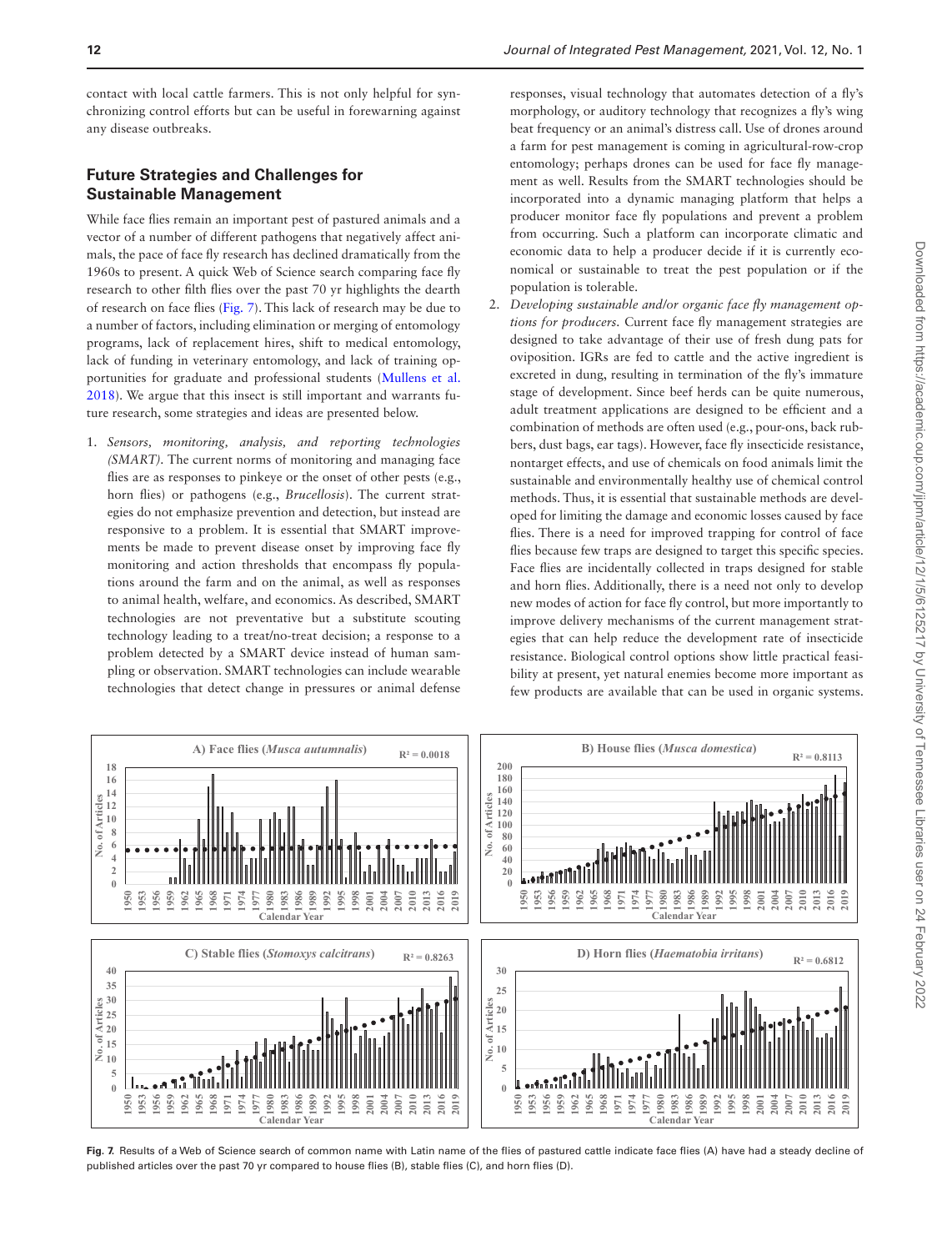contact with local cattle farmers. This is not only helpful for synchronizing control efforts but can be useful in forewarning against any disease outbreaks.

## Future Strategies and Challenges for Sustainable Management

While face flies remain an important pest of pastured animals and a vector of a number of different pathogens that negatively affect animals, the pace of face fly research has declined dramatically from the 1960s to present. A quick Web of Science search comparing face fly research to other filth flies over the past 70 yr highlights the dearth of research on face flies (Fig. 7). This lack of research may be due to a number of factors, including elimination or merging of entomology programs, lack of replacement hires, shift to medical entomology, lack of funding in veterinary entomology, and lack of training opportunities for graduate and professional students (Mullens et al. 2018). We argue that this insect is still important and warrants future research, some strategies and ideas are presented below.

1. *Sensors, monitoring, analysis, and reporting technologies (SMART).* The current norms of monitoring and managing face flies are as responses to pinkeye or the onset of other pests (e.g., horn flies) or pathogens (e.g., *Brucellosis*). The current strategies do not emphasize prevention and detection, but instead are responsive to a problem. It is essential that SMART improvements be made to prevent disease onset by improving face fly monitoring and action thresholds that encompass fly populations around the farm and on the animal, as well as responses to animal health, welfare, and economics. As described, SMART technologies are not preventative but a substitute scouting technology leading to a treat/no-treat decision; a response to a problem detected by a SMART device instead of human sampling or observation. SMART technologies can include wearable technologies that detect change in pressures or animal defense responses, visual technology that automates detection of a fly's morphology, or auditory technology that recognizes a fly's wing beat frequency or an animal's distress call. Use of drones around a farm for pest management is coming in agricultural-row-crop entomology; perhaps drones can be used for face fly management as well. Results from the SMART technologies should be incorporated into a dynamic managing platform that helps a producer monitor face fly populations and prevent a problem from occurring. Such a platform can incorporate climatic and economic data to help a producer decide if it is currently economical or sustainable to treat the pest population or if the population is tolerable.
2. *Developing sustainable and/or organic face fly management options for producers.* Current face fly management strategies are designed to take advantage of their use of fresh dung pats for oviposition. IGRs are fed to cattle and the active ingredient is excreted in dung, resulting in termination of the fly's immature stage of development. Since beef herds can be quite numerous, adult treatment applications are designed to be efficient and a combination of methods are often used (e.g., pour-ons, back rubbers, dust bags, ear tags). However, face fly insecticide resistance, nontarget effects, and use of chemicals on food animals limit the sustainable and environmentally healthy use of chemical control methods. Thus, it is essential that sustainable methods are developed for limiting the damage and economic losses caused by face flies. There is a need for improved trapping for control of face flies because few traps are designed to target this specific species. Face flies are incidentally collected in traps designed for stable and horn flies. Additionally, there is a need not only to develop new modes of action for face fly control, but more importantly to improve delivery mechanisms of the current management strategies that can help reduce the development rate of insecticide resistance. Biological control options show little practical feasibility at present, yet natural enemies become more important as few products are available that can be used in organic systems.

**Fig. 7.** Results of a Web of Science search of common name with Latin name of the flies of pastured cattle indicate face flies (A) have had a steady decline of published articles over the past 70 yr compared to house flies (B), stable flies (C), and horn flies (D).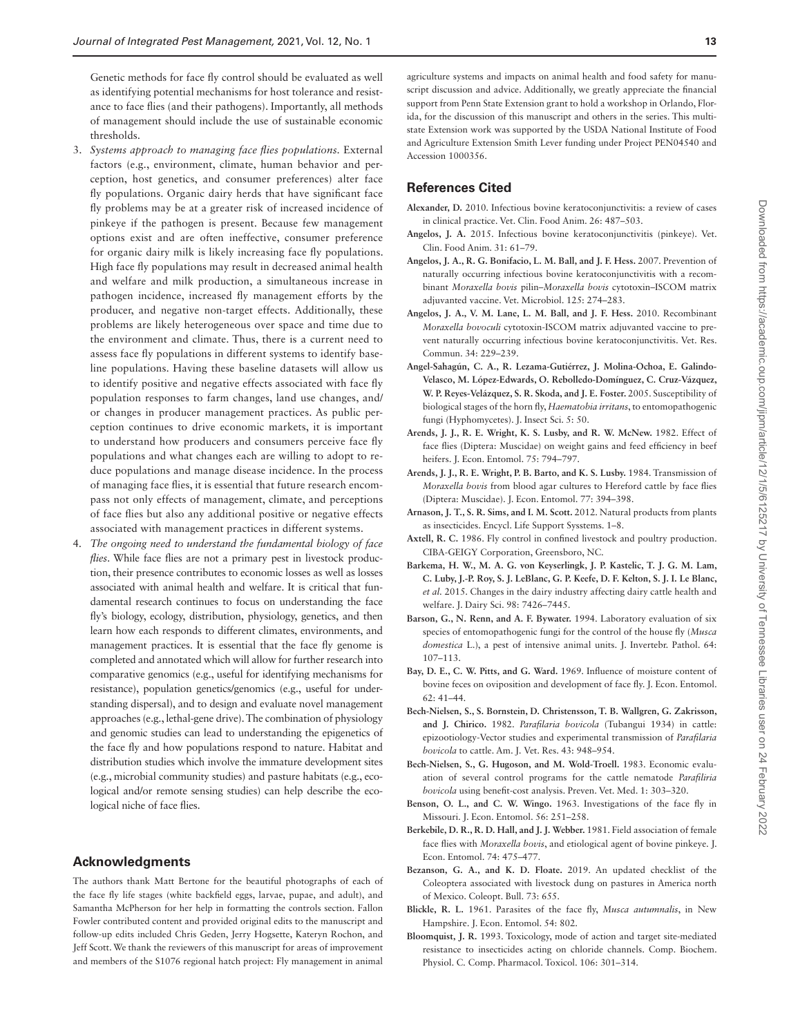Genetic methods for face fly control should be evaluated as well as identifying potential mechanisms for host tolerance and resistance to face flies (and their pathogens). Importantly, all methods of management should include the use of sustainable economic thresholds.

3. *Systems approach to managing face flies populations.* External factors (e.g., environment, climate, human behavior and perception, host genetics, and consumer preferences) alter face fly populations. Organic dairy herds that have significant face fly problems may be at a greater risk of increased incidence of pinkeye if the pathogen is present. Because few management options exist and are often ineffective, consumer preference for organic dairy milk is likely increasing face fly populations. High face fly populations may result in decreased animal health and welfare and milk production, a simultaneous increase in pathogen incidence, increased fly management efforts by the producer, and negative non-target effects. Additionally, these problems are likely heterogeneous over space and time due to the environment and climate. Thus, there is a current need to assess face fly populations in different systems to identify baseline populations. Having these baseline datasets will allow us to identify positive and negative effects associated with face fly population responses to farm changes, land use changes, and/or changes in producer management practices. As public perception continues to drive economic markets, it is important to understand how producers and consumers perceive face fly populations and what changes each are willing to adopt to reduce populations and manage disease incidence. In the process of managing face flies, it is essential that future research encompass not only effects of management, climate, and perceptions of face flies but also any additional positive or negative effects associated with management practices in different systems.
4. *The ongoing need to understand the fundamental biology of face flies*. While face flies are not a primary pest in livestock production, their presence contributes to economic losses as well as losses associated with animal health and welfare. It is critical that fundamental research continues to focus on understanding the face fly's biology, ecology, distribution, physiology, genetics, and then learn how each responds to different climates, environments, and management practices. It is essential that the face fly genome is completed and annotated which will allow for further research into comparative genomics (e.g., useful for identifying mechanisms for resistance), population genetics/genomics (e.g., useful for understanding dispersal), and to design and evaluate novel management approaches (e.g., lethal-gene drive). The combination of physiology and genomic studies can lead to understanding the epigenetics of the face fly and how populations respond to nature. Habitat and distribution studies which involve the immature development sites (e.g., microbial community studies) and pasture habitats (e.g., ecological and/or remote sensing studies) can help describe the ecological niche of face flies.

## Acknowledgments

The authors thank Matt Bertone for the beautiful photographs of each of the face fly life stages (white backfield eggs, larvae, pupae, and adult), and Samantha McPherson for her help in formatting the controls section. Fallon Fowler contributed content and provided original edits to the manuscript and follow-up edits included Chris Geden, Jerry Hogsette, Kateryn Rochon, and Jeff Scott. We thank the reviewers of this manuscript for areas of improvement and members of the S1076 regional hatch project: Fly management in animal agriculture systems and impacts on animal health and food safety for manuscript discussion and advice. Additionally, we greatly appreciate the financial support from Penn State Extension grant to hold a workshop in Orlando, Florida, for the discussion of this manuscript and others in the series. This multistate Extension work was supported by the USDA National Institute of Food and Agriculture Extension Smith Lever funding under Project PEN04540 and Accession 1000356.

## References Cited

**Alexander, D.** 2010. Infectious bovine keratoconjunctivitis: a review of cases in clinical practice. Vet. Clin. Food Anim. 26: 487–503.

**Angelos, J. A.** 2015. Infectious bovine keratoconjunctivitis (pinkeye). Vet. Clin. Food Anim. 31: 61–79.

**Angelos, J. A., R. G. Bonifacio, L. M. Ball, and J. F. Hess.** 2007. Prevention of naturally occurring infectious bovine keratoconjunctivitis with a recombinant *Moraxella bovis* pilin–*Moraxella bovis* cytotoxin–ISCOM matrix adjuvanted vaccine. Vet. Microbiol. 125: 274–283.

**Angelos, J. A., V. M. Lane, L. M. Ball, and J. F. Hess.** 2010. Recombinant *Moraxella bovoculi* cytotoxin-ISCOM matrix adjuvanted vaccine to prevent naturally occurring infectious bovine keratoconjunctivitis. Vet. Res. Commun. 34: 229–239.

**Angel-Sahagún, C. A., R. Lezama-Gutiérrez, J. Molina-Ochoa, E. Galindo-Velasco, M. López-Edwards, O. Rebolledo-Domínguez, C. Cruz-Vázquez, W. P. Reyes-Velázquez, S. R. Skoda, and J. E. Foster.** 2005. Susceptibility of biological stages of the horn fly, *Haematobia irritans*, to entomopathogenic fungi (Hyphomycetes). J. Insect Sci. 5: 50.

**Arends, J. J., R. E. Wright, K. S. Lusby, and R. W. McNew.** 1982. Effect of face flies (Diptera: Muscidae) on weight gains and feed efficiency in beef heifers. J. Econ. Entomol. 75: 794–797.

**Arends, J. J., R. E. Wright, P. B. Barto, and K. S. Lusby.** 1984. Transmission of *Moraxella bovis* from blood agar cultures to Hereford cattle by face flies (Diptera: Muscidae). J. Econ. Entomol. 77: 394–398.

**Arnason, J. T., S. R. Sims, and I. M. Scott.** 2012. Natural products from plants as insecticides. Encycl. Life Support Sysstems. 1–8.

**Axtell, R. C.** 1986. Fly control in confined livestock and poultry production. CIBA-GEIGY Corporation, Greensboro, NC.

**Barkema, H. W., M. A. G. von Keyserlingk, J. P. Kastelic, T. J. G. M. Lam, C. Luby, J.-P. Roy, S. J. LeBlanc, G. P. Keefe, D. F. Kelton, S. J. I. Le Blanc, *et al.*** 2015. Changes in the dairy industry affecting dairy cattle health and welfare. J. Dairy Sci. 98: 7426–7445.

**Barson, G., N. Renn, and A. F. Bywater.** 1994. Laboratory evaluation of six species of entomopathogenic fungi for the control of the house fly (*Musca domestica* L.), a pest of intensive animal units. J. Invertebr. Pathol. 64: 107–113.

**Bay, D. E., C. W. Pitts, and G. Ward.** 1969. Influence of moisture content of bovine feces on oviposition and development of face fly. J. Econ. Entomol. 62: 41–44.

**Bech-Nielsen, S., S. Bornstein, D. Christensson, T. B. Wallgren, G. Zakrisson, and J. Chirico.** 1982. *Parafilaria bovicola* (Tubangui 1934) in cattle: epizootiology-Vector studies and experimental transmission of *Parafilaria bovicola* to cattle. Am. J. Vet. Res. 43: 948–954.

**Bech-Nielsen, S., G. Hugoson, and M. Wold-Troell.** 1983. Economic evaluation of several control programs for the cattle nematode *Parafiliria bovicola* using benefit-cost analysis. Preven. Vet. Med. 1: 303–320.

**Benson, O. L., and C. W. Wingo.** 1963. Investigations of the face fly in Missouri. J. Econ. Entomol. 56: 251–258.

**Berkebile, D. R., R. D. Hall, and J. J. Webber.** 1981. Field association of female face flies with *Moraxella bovis*, and etiological agent of bovine pinkeye. J. Econ. Entomol. 74: 475–477.

**Bezanson, G. A., and K. D. Floate.** 2019. An updated checklist of the Coleoptera associated with livestock dung on pastures in America north of Mexico. Coleopt. Bull. 73: 655.

**Blickle, R. L.** 1961. Parasites of the face fly, *Musca autumnalis*, in New Hampshire. J. Econ. Entomol. 54: 802.

**Bloomquist, J. R.** 1993. Toxicology, mode of action and target site-mediated resistance to insecticides acting on chloride channels. Comp. Biochem. Physiol. C. Comp. Pharmacol. Toxicol. 106: 301–314.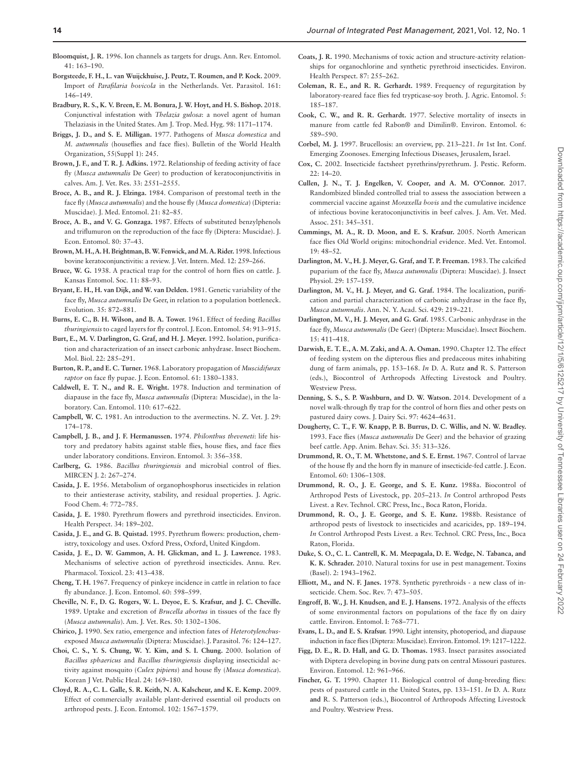**Bloomquist, J. R.** 1996. Ion channels as targets for drugs. Ann. Rev. Entomol. 41: 163–190.

**Borgsteede, F. H., L. van Wuijckhuise, J. Peutz, T. Roumen, and P. Kock.** 2009. Import of *Parafilaria bovicola* in the Netherlands. Vet. Parasitol. 161: 146–149.

**Bradbury, R. S., K. V. Breen, E. M. Bonura, J. W. Hoyt, and H. S. Bishop.** 2018. Conjunctival infestation with *Thelazia gulosa*: a novel agent of human Thelaziasis in the United States. Am J. Trop. Med. Hyg. 98: 1171–1174.

**Briggs, J. D., and S. E. Milligan.** 1977. Pathogens of *Musca domestica* and *M. autumnalis* (houseflies and face flies). Bulletin of the World Health Organization, 55(Suppl 1): 245.

**Brown, J. F., and T. R. J. Adkins.** 1972. Relationship of feeding activity of face fly (*Musca autumnalis* De Geer) to production of keratoconjunctivitis in calves. Am. J. Vet. Res. 33: 2551–2555.

**Broce, A. B., and R. J. Elzinga.** 1984. Comparison of prestomal teeth in the face fly (*Musca autumnalis*) and the house fly (*Musca domestica*) (Dipteria: Muscidae). J. Med. Entomol. 21: 82–85.

**Broce, A. B., and V. G. Gonzaga.** 1987. Effects of substituted benzylphenols and triflumuron on the reproduction of the face fly (Diptera: Muscidae). J. Econ. Entomol. 80: 37–43.

**Brown, M. H., A. H. Brightman, B. W. Fenwick, and M. A. Rider.** 1998. Infectious bovine keratoconjunctivitis: a review. J. Vet. Intern. Med. 12: 259–266.

**Bruce, W. G.** 1938. A practical trap for the control of horn flies on cattle. J. Kansas Entomol. Soc. 11: 88–93.

**Bryant, E. H., H. van Dijk, and W. van Delden.** 1981. Genetic variability of the face fly, *Musca autumnalis* De Geer, in relation to a population bottleneck. Evolution. 35: 872–881.

**Burns, E. C., B. H. Wilson, and B. A. Tower.** 1961. Effect of feeding *Bacillus thuringiensis* to caged layers for fly control. J. Econ. Entomol. 54: 913–915.

**Burt, E., M. V. Darlington, G. Graf, and H. J. Meyer.** 1992. Isolation, purification and characterization of an insect carbonic anhydrase. Insect Biochem. Mol. Biol. 22: 285–291.

**Burton, R. P., and E. C. Turner.** 1968. Laboratory propagation of *Muscidifurax raptor* on face fly pupae. J. Econ. Entomol. 61: 1380–1383.

**Caldwell, E. T. N., and R. E. Wright.** 1978. Induction and termination of diapause in the face fly, *Musca autumnalis* (Diptera: Muscidae), in the laboratory. Can. Entomol. 110: 617–622.

**Campbell, W. C.** 1981. An introduction to the avermectins. N. Z. Vet. J. 29: 174–178.

**Campbell, J. B., and J. F. Hermanussen.** 1974. *Philonthus theveneti*: life history and predatory habits against stable flies, house flies, and face flies under laboratory conditions. Environ. Entomol. 3: 356–358.

**Carlberg, G.** 1986. *Bacillus thuringiensis* and microbial control of flies. MIRCEN J. 2: 267–274.

**Casida, J. E.** 1956. Metabolism of organophosphorus insecticides in relation to their antiesterase activity, stability, and residual properties. J. Agric. Food Chem. 4: 772–785.

**Casida, J. E.** 1980. Pyrethrum flowers and pyrethroid insecticides. Environ. Health Perspect. 34: 189–202.

**Casida, J. E., and G. B. Quistad.** 1995. Pyrethrum flowers: production, chemistry, toxicology and uses. Oxford Press, Oxford, United Kingdom.

**Casida, J. E., D. W. Gammon, A. H. Glickman, and L. J. Lawrence.** 1983. Mechanisms of selective action of pyrethroid insecticides. Annu. Rev. Pharmacol. Toxicol. 23: 413–438.

**Cheng, T. H.** 1967. Frequency of pinkeye incidence in cattle in relation to face fly abundance. J. Econ. Entomol. 60: 598–599.

**Cheville, N. F., D. G. Rogers, W. L. Deyoe, E. S. Krafsur, and J. C. Cheville.** 1989. Uptake and excretion of *Brucella abortus* in tissues of the face fly (*Musca autumnalis*). Am. J. Vet. Res. 50: 1302–1306.

**Chirico, J.** 1990. Sex ratio, emergence and infection fates of *Heterotylenchus*-exposed *Musca autumnalis* (Diptera: Muscidae). J. Parasitol. 76: 124–127.

**Choi, C. S., Y. S. Chung, W. Y. Kim, and S. I. Chung.** 2000. Isolation of *Bacillus sphaericus* and *Bacillus thuringiensis* displaying insecticidal activity against mosquito (*Culex pipiens*) and house fly (*Musca domestica*). Korean J Vet. Public Heal. 24: 169–180.

**Cloyd, R. A., C. L. Galle, S. R. Keith, N. A. Kalscheur, and K. E. Kemp.** 2009. Effect of commercially available plant-derived essential oil products on arthropod pests. J. Econ. Entomol. 102: 1567–1579.

**Coats, J. R.** 1990. Mechanisms of toxic action and structure-activity relationships for organochlorine and synthetic pyrethroid insecticides. Environ. Health Perspect. 87: 255–262.

**Coleman, R. E., and R. R. Gerhardt.** 1989. Frequency of regurgitation by laboratory-reared face flies fed trypticase-soy broth. J. Agric. Entomol. 5: 185–187.

**Cook, C. W., and R. R. Gerhardt.** 1977. Selective mortality of insects in manure from cattle fed Rabon® and Dimilin®. Environ. Entomol. 6: 589–590.

**Corbel, M. J.** 1997. Brucellosis: an overview, pp. 213–221. *In* 1st Int. Conf. Emerging Zoonoses. Emerging Infectious Diseases, Jerusalem, Israel.

**Cox, C.** 2002. Insecticide factsheet pyrethrins/pyrethrum. J. Pestic. Reform. 22: 14–20.

**Cullen, J. N., T. J. Engelken, V. Cooper, and A. M. O'Connor.** 2017. Randombized blinded controlled trial to assess the association between a commercial vaccine against *Moraxella bovis* and the cumulative incidence of infectious bovine keratoconjunctivitis in beef calves. J. Am. Vet. Med. Assoc. 251: 345–351.

**Cummings, M. A., R. D. Moon, and E. S. Krafsur.** 2005. North American face flies Old World origins: mitochondrial evidence. Med. Vet. Entomol. 19: 48–52.

**Darlington, M. V., H. J. Meyer, G. Graf, and T. P. Freeman.** 1983. The calcified puparium of the face fly, *Musca autumnalis* (Diptera: Muscidae). J. Insect Physiol. 29: 157–159.

**Darlington, M. V., H. J. Meyer, and G. Graf.** 1984. The localization, purification and partial characterization of carbonic anhydrase in the face fly, *Musca autumnalis*. Ann. N. Y. Acad. Sci. 429: 219–221.

**Darlington, M. V., H. J. Meyer, and G. Graf.** 1985. Carbonic anhydrase in the face fly, *Musca autumnalis* (De Geer) (Diptera: Muscidae). Insect Biochem. 15: 411–418.

**Darwish, E. T. E., A. M. Zaki, and A. A. Osman.** 1990. Chapter 12. The effect of feeding system on the dipterous flies and predaceous mites inhabiting dung of farm animals, pp. 153–168. *In* D. A. Rutz **and** R. S. Patterson (eds.), Biocontrol of Arthropods Affecting Livestock and Poultry. Westview Press.

**Denning, S. S., S. P. Washburn, and D. W. Watson.** 2014. Development of a novel walk-through fly trap for the control of horn flies and other pests on pastured dairy cows. J. Dairy Sci. 97: 4624–4631.

**Dougherty, C. T., F. W. Knapp, P. B. Burrus, D. C. Willis, and N. W. Bradley.** 1993. Face flies (*Musca autumnalis* De Geer) and the behavior of grazing beef cattle. App. Anim. Behav. Sci. 35: 313–326.

**Drummond, R. O., T. M. Whetstone, and S. E. Ernst.** 1967. Control of larvae of the house fly and the horn fly in manure of insecticide-fed cattle. J. Econ. Entomol. 60: 1306–1308.

**Drummond, R. O., J. E. George, and S. E. Kunz.** 1988a. Biocontrol of Arthropod Pests of Livestock, pp. 205–213. *In* Control arthropod Pests Livest. a Rev. Technol. CRC Press, Inc., Boca Raton, Florida.

**Drummond, R. O., J. E. George, and S. E. Kunz.** 1988b. Resistance of arthropod pests of livestock to insecticides and acaricides, pp. 189–194. *In* Control Arthropod Pests Livest. a Rev. Technol. CRC Press, Inc., Boca Raton, Florida.

**Duke, S. O., C. L. Cantrell, K. M. Meepagala, D. E. Wedge, N. Tabanca, and K. K. Schrader.** 2010. Natural toxins for use in pest management. Toxins (Basel). 2: 1943–1962.

**Elliott, M., and N. F. Janes.** 1978. Synthetic pyrethroids - a new class of insecticide. Chem. Soc. Rev. 7: 473–505.

**Engroff, B. W., J. H. Knudsen, and E. J. Hansens.** 1972. Analysis of the effects of some environmental factors on populations of the face fly on dairy cattle. Environ. Entomol. I: 768–771.

**Evans, L. D., and E. S. Krafsur.** 1990. Light intensity, photoperiod, and diapause induction in face flies (Diptera: Muscidae). Environ. Entomol. 19: 1217–1222.

**Figg, D. E., R. D. Hall, and G. D. Thomas.** 1983. Insect parasites associated with Diptera developing in bovine dung pats on central Missouri pastures. Environ. Entomol. 12: 961–966.

**Fincher, G. T.** 1990. Chapter 11. Biological control of dung-breeding flies: pests of pastured cattle in the United States, pp. 133–151. *In* D. A. Rutz **and** R. S. Patterson (eds.), Biocontrol of Arthropods Affecting Livestock and Poultry. Westview Press.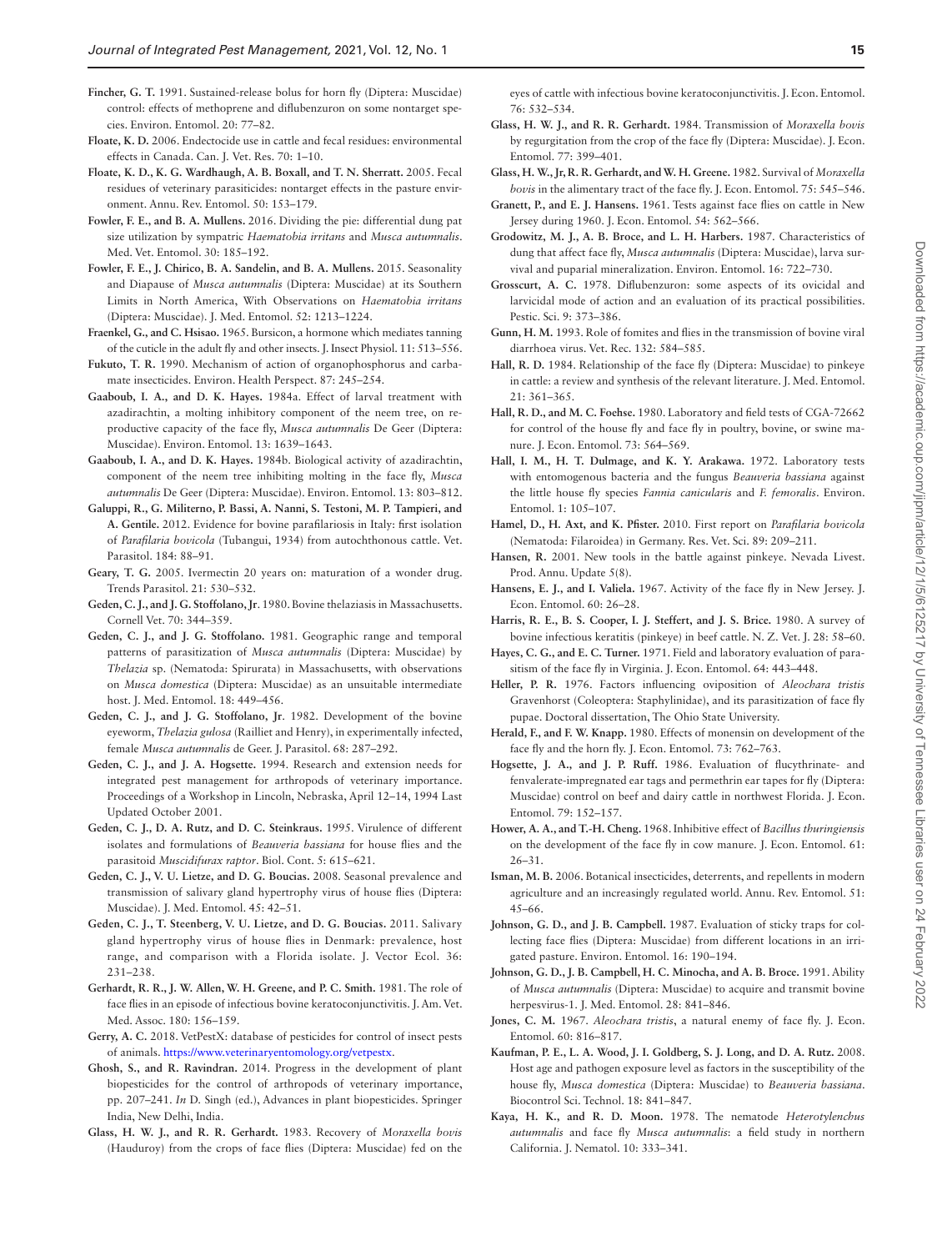**Fincher, G. T.** 1991. Sustained-release bolus for horn fly (Diptera: Muscidae) control: effects of methoprene and diflubenzuron on some nontarget species. Environ. Entomol. 20: 77–82.

**Floate, K. D.** 2006. Endectocide use in cattle and fecal residues: environmental effects in Canada. Can. J. Vet. Res. 70: 1–10.

**Floate, K. D., K. G. Wardhaugh, A. B. Boxall, and T. N. Sherratt.** 2005. Fecal residues of veterinary parasiticides: nontarget effects in the pasture environment. Annu. Rev. Entomol. 50: 153–179.

**Fowler, F. E., and B. A. Mullens.** 2016. Dividing the pie: differential dung pat size utilization by sympatric *Haematobia irritans* and *Musca autumnalis*. Med. Vet. Entomol. 30: 185–192.

**Fowler, F. E., J. Chirico, B. A. Sandelin, and B. A. Mullens.** 2015. Seasonality and Diapause of *Musca autumnalis* (Diptera: Muscidae) at its Southern Limits in North America, With Observations on *Haematobia irritans* (Diptera: Muscidae). J. Med. Entomol. 52: 1213–1224.

**Fraenkel, G., and C. Hsisao.** 1965. Bursicon, a hormone which mediates tanning of the cuticle in the adult fly and other insects. J. Insect Physiol. 11: 513–556.

**Fukuto, T. R.** 1990. Mechanism of action of organophosphorus and carbamate insecticides. Environ. Health Perspect. 87: 245–254.

**Gaaboub, I. A., and D. K. Hayes.** 1984a. Effect of larval treatment with azadirachtin, a molting inhibitory component of the neem tree, on reproductive capacity of the face fly, *Musca autumnalis* De Geer (Diptera: Muscidae). Environ. Entomol. 13: 1639–1643.

**Gaaboub, I. A., and D. K. Hayes.** 1984b. Biological activity of azadirachtin, component of the neem tree inhibiting molting in the face fly, *Musca autumnalis* De Geer (Diptera: Muscidae). Environ. Entomol. 13: 803–812.

**Galuppi, R., G. Militerno, P. Bassi, A. Nanni, S. Testoni, M. P. Tampieri, and A. Gentile.** 2012. Evidence for bovine parafilariosis in Italy: first isolation of *Parafilaria bovicola* (Tubangui, 1934) from autochthonous cattle. Vet. Parasitol. 184: 88–91.

**Geary, T. G.** 2005. Ivermectin 20 years on: maturation of a wonder drug. Trends Parasitol. 21: 530–532.

**Geden, C. J., and J. G. Stoffolano, Jr.** 1980. Bovine thelaziasis in Massachusetts. Cornell Vet. 70: 344–359.

**Geden, C. J., and J. G. Stoffolano.** 1981. Geographic range and temporal patterns of parasitization of *Musca autumnalis* (Diptera: Muscidae) by *Thelazia* sp. (Nematoda: Spirurata) in Massachusetts, with observations on *Musca domestica* (Diptera: Muscidae) as an unsuitable intermediate host. J. Med. Entomol. 18: 449–456.

**Geden, C. J., and J. G. Stoffolano, Jr.** 1982. Development of the bovine eyeworm, *Thelazia gulosa* (Railliet and Henry), in experimentally infected, female *Musca autumnalis* de Geer. J. Parasitol. 68: 287–292.

**Geden, C. J., and J. A. Hogsette.** 1994. Research and extension needs for integrated pest management for arthropods of veterinary importance. Proceedings of a Workshop in Lincoln, Nebraska, April 12–14, 1994 Last Updated October 2001.

**Geden, C. J., D. A. Rutz, and D. C. Steinkraus.** 1995. Virulence of different isolates and formulations of *Beauveria bassiana* for house flies and the parasitoid *Muscidifurax raptor*. Biol. Cont. 5: 615–621.

**Geden, C. J., V. U. Lietze, and D. G. Boucias.** 2008. Seasonal prevalence and transmission of salivary gland hypertrophy virus of house flies (Diptera: Muscidae). J. Med. Entomol. 45: 42–51.

**Geden, C. J., T. Steenberg, V. U. Lietze, and D. G. Boucias.** 2011. Salivary gland hypertrophy virus of house flies in Denmark: prevalence, host range, and comparison with a Florida isolate. J. Vector Ecol. 36: 231–238.

**Gerhardt, R. R., J. W. Allen, W. H. Greene, and P. C. Smith.** 1981. The role of face flies in an episode of infectious bovine keratoconjunctivitis. J. Am. Vet. Med. Assoc. 180: 156–159.

**Gerry, A. C.** 2018. VetPestX: database of pesticides for control of insect pests of animals. https://www.veterinaryentomology.org/vetpestx.

**Ghosh, S., and R. Ravindran.** 2014. Progress in the development of plant biopesticides for the control of arthropods of veterinary importance, pp. 207–241. *In* D. Singh (ed.), Advances in plant biopesticides. Springer India, New Delhi, India.

**Glass, H. W. J., and R. R. Gerhardt.** 1983. Recovery of *Moraxella bovis* (Hauduroy) from the crops of face flies (Diptera: Muscidae) fed on the eyes of cattle with infectious bovine keratoconjunctivitis. J. Econ. Entomol. 76: 532–534.

**Glass, H. W. J., and R. R. Gerhardt.** 1984. Transmission of *Moraxella bovis* by regurgitation from the crop of the face fly (Diptera: Muscidae). J. Econ. Entomol. 77: 399–401.

**Glass, H. W., Jr, R. R. Gerhardt, and W. H. Greene.** 1982. Survival of *Moraxella bovis* in the alimentary tract of the face fly. J. Econ. Entomol. 75: 545–546.

**Granett, P., and E. J. Hansens.** 1961. Tests against face flies on cattle in New Jersey during 1960. J. Econ. Entomol. 54: 562–566.

**Grodowitz, M. J., A. B. Broce, and L. H. Harbers.** 1987. Characteristics of dung that affect face fly, *Musca autumnalis* (Diptera: Muscidae), larva survival and puparial mineralization. Environ. Entomol. 16: 722–730.

**Grosscurt, A. C.** 1978. Diflubenzuron: some aspects of its ovicidal and larvicidal mode of action and an evaluation of its practical possibilities. Pestic. Sci. 9: 373–386.

**Gunn, H. M.** 1993. Role of fomites and flies in the transmission of bovine viral diarrhoea virus. Vet. Rec. 132: 584–585.

**Hall, R. D.** 1984. Relationship of the face fly (Diptera: Muscidae) to pinkeye in cattle: a review and synthesis of the relevant literature. J. Med. Entomol. 21: 361–365.

**Hall, R. D., and M. C. Foehse.** 1980. Laboratory and field tests of CGA-72662 for control of the house fly and face fly in poultry, bovine, or swine manure. J. Econ. Entomol. 73: 564–569.

**Hall, I. M., H. T. Dulmage, and K. Y. Arakawa.** 1972. Laboratory tests with entomogenous bacteria and the fungus *Beauveria bassiana* against the little house fly species *Fannia canicularis* and *F. femoralis*. Environ. Entomol. 1: 105–107.

**Hamel, D., H. Axt, and K. Pfister.** 2010. First report on *Parafilaria bovicola* (Nematoda: Filaroidea) in Germany. Res. Vet. Sci. 89: 209–211.

**Hansen, R.** 2001. New tools in the battle against pinkeye. Nevada Livest. Prod. Annu. Update 5(8).

**Hansens, E. J., and I. Valiela.** 1967. Activity of the face fly in New Jersey. J. Econ. Entomol. 60: 26–28.

**Harris, R. E., B. S. Cooper, I. J. Steffert, and J. S. Brice.** 1980. A survey of bovine infectious keratitis (pinkeye) in beef cattle. N. Z. Vet. J. 28: 58–60.

**Hayes, C. G., and E. C. Turner.** 1971. Field and laboratory evaluation of parasitism of the face fly in Virginia. J. Econ. Entomol. 64: 443–448.

**Heller, P. R.** 1976. Factors influencing oviposition of *Aleochara tristis* Gravenhorst (Coleoptera: Staphylinidae), and its parasitization of face fly pupae. Doctoral dissertation, The Ohio State University.

**Herald, F., and F. W. Knapp.** 1980. Effects of monensin on development of the face fly and the horn fly. J. Econ. Entomol. 73: 762–763.

**Hogsette, J. A., and J. P. Ruff.** 1986. Evaluation of flucythrinate- and fenvalerate-impregnated ear tags and permethrin ear tapes for fly (Diptera: Muscidae) control on beef and dairy cattle in northwest Florida. J. Econ. Entomol. 79: 152–157.

**Hower, A. A., and T.-H. Cheng.** 1968. Inhibitive effect of *Bacillus thuringiensis* on the development of the face fly in cow manure. J. Econ. Entomol. 61: 26–31.

**Isman, M. B.** 2006. Botanical insecticides, deterrents, and repellents in modern agriculture and an increasingly regulated world. Annu. Rev. Entomol. 51: 45–66.

**Johnson, G. D., and J. B. Campbell.** 1987. Evaluation of sticky traps for collecting face flies (Diptera: Muscidae) from different locations in an irrigated pasture. Environ. Entomol. 16: 190–194.

**Johnson, G. D., J. B. Campbell, H. C. Minocha, and A. B. Broce.** 1991. Ability of *Musca autumnalis* (Diptera: Muscidae) to acquire and transmit bovine herpesvirus-1. J. Med. Entomol. 28: 841–846.

**Jones, C. M.** 1967. *Aleochara tristis*, a natural enemy of face fly. J. Econ. Entomol. 60: 816–817.

**Kaufman, P. E., L. A. Wood, J. I. Goldberg, S. J. Long, and D. A. Rutz.** 2008. Host age and pathogen exposure level as factors in the susceptibility of the house fly, *Musca domestica* (Diptera: Muscidae) to *Beauveria bassiana*. Biocontrol Sci. Technol. 18: 841–847.

**Kaya, H. K., and R. D. Moon.** 1978. The nematode *Heterotylenchus autumnalis* and face fly *Musca autumnalis*: a field study in northern California. J. Nematol. 10: 333–341.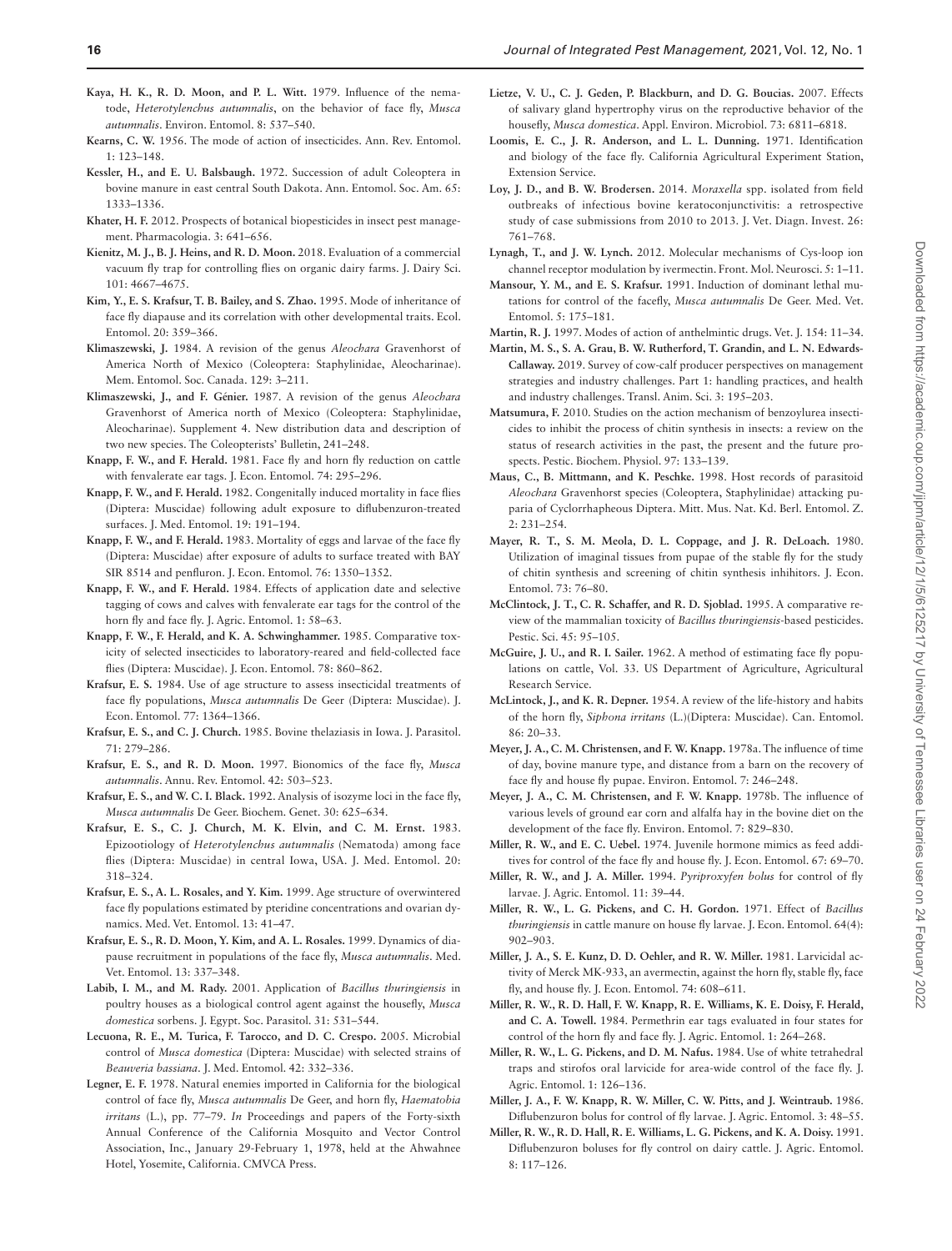**Kaya, H. K., R. D. Moon, and P. L. Witt.** 1979. Influence of the nematode, *Heterotylenchus autumnalis*, on the behavior of face fly, *Musca autumnalis*. Environ. Entomol. 8: 537–540.

**Kearns, C. W.** 1956. The mode of action of insecticides. Ann. Rev. Entomol. 1: 123–148.

**Kessler, H., and E. U. Balsbaugh.** 1972. Succession of adult Coleoptera in bovine manure in east central South Dakota. Ann. Entomol. Soc. Am. 65: 1333–1336.

**Khater, H. F.** 2012. Prospects of botanical biopesticides in insect pest management. Pharmacologia. 3: 641–656.

**Kienitz, M. J., B. J. Heins, and R. D. Moon.** 2018. Evaluation of a commercial vacuum fly trap for controlling flies on organic dairy farms. J. Dairy Sci. 101: 4667–4675.

**Kim, Y., E. S. Krafsur, T. B. Bailey, and S. Zhao.** 1995. Mode of inheritance of face fly diapause and its correlation with other developmental traits. Ecol. Entomol. 20: 359–366.

**Klimaszewski, J.** 1984. A revision of the genus *Aleochara* Gravenhorst of America North of Mexico (Coleoptera: Staphylinidae, Aleocharinae). Mem. Entomol. Soc. Canada. 129: 3–211.

**Klimaszewski, J., and F. Génier.** 1987. A revision of the genus *Aleochara* Gravenhorst of America north of Mexico (Coleoptera: Staphylinidae, Aleocharinae). Supplement 4. New distribution data and description of two new species. The Coleopterists' Bulletin, 241–248.

**Knapp, F. W., and F. Herald.** 1981. Face fly and horn fly reduction on cattle with fenvalerate ear tags. J. Econ. Entomol. 74: 295–296.

**Knapp, F. W., and F. Herald.** 1982. Congenitally induced mortality in face flies (Diptera: Muscidae) following adult exposure to diflubenzuron-treated surfaces. J. Med. Entomol. 19: 191–194.

**Knapp, F. W., and F. Herald.** 1983. Mortality of eggs and larvae of the face fly (Diptera: Muscidae) after exposure of adults to surface treated with BAY SIR 8514 and penfluron. J. Econ. Entomol. 76: 1350–1352.

**Knapp, F. W., and F. Herald.** 1984. Effects of application date and selective tagging of cows and calves with fenvalerate ear tags for the control of the horn fly and face fly. J. Agric. Entomol. 1: 58–63.

**Knapp, F. W., F. Herald, and K. A. Schwinghammer.** 1985. Comparative toxicity of selected insecticides to laboratory-reared and field-collected face flies (Diptera: Muscidae). J. Econ. Entomol. 78: 860–862.

**Krafsur, E. S.** 1984. Use of age structure to assess insecticidal treatments of face fly populations, *Musca autumnalis* De Geer (Diptera: Muscidae). J. Econ. Entomol. 77: 1364–1366.

**Krafsur, E. S., and C. J. Church.** 1985. Bovine thelaziasis in Iowa. J. Parasitol. 71: 279–286.

**Krafsur, E. S., and R. D. Moon.** 1997. Bionomics of the face fly, *Musca autumnalis*. Annu. Rev. Entomol. 42: 503–523.

**Krafsur, E. S., and W. C. I. Black.** 1992. Analysis of isozyme loci in the face fly, *Musca autumnalis* De Geer. Biochem. Genet. 30: 625–634.

**Krafsur, E. S., C. J. Church, M. K. Elvin, and C. M. Ernst.** 1983. Epizootiology of *Heterotylenchus autumnalis* (Nematoda) among face flies (Diptera: Muscidae) in central Iowa, USA. J. Med. Entomol. 20: 318–324.

**Krafsur, E. S., A. L. Rosales, and Y. Kim.** 1999. Age structure of overwintered face fly populations estimated by pteridine concentrations and ovarian dynamics. Med. Vet. Entomol. 13: 41–47.

**Krafsur, E. S., R. D. Moon, Y. Kim, and A. L. Rosales.** 1999. Dynamics of diapause recruitment in populations of the face fly, *Musca autumnalis*. Med. Vet. Entomol. 13: 337–348.

**Labib, I. M., and M. Rady.** 2001. Application of *Bacillus thuringiensis* in poultry houses as a biological control agent against the housefly, *Musca domestica* sorbens. J. Egypt. Soc. Parasitol. 31: 531–544.

**Lecuona, R. E., M. Turica, F. Tarocco, and D. C. Crespo.** 2005. Microbial control of *Musca domestica* (Diptera: Muscidae) with selected strains of *Beauveria bassiana*. J. Med. Entomol. 42: 332–336.

**Legner, E. F.** 1978. Natural enemies imported in California for the biological control of face fly, *Musca autumnalis* De Geer, and horn fly, *Haematobia irritans* (L.), pp. 77–79. *In* Proceedings and papers of the Forty-sixth Annual Conference of the California Mosquito and Vector Control Association, Inc., January 29-February 1, 1978, held at the Ahwahnee Hotel, Yosemite, California. CMVCA Press.

**Lietze, V. U., C. J. Geden, P. Blackburn, and D. G. Boucias.** 2007. Effects of salivary gland hypertrophy virus on the reproductive behavior of the housefly, *Musca domestica*. Appl. Environ. Microbiol. 73: 6811–6818.

**Loomis, E. C., J. R. Anderson, and L. L. Dunning.** 1971. Identification and biology of the face fly. California Agricultural Experiment Station, Extension Service.

**Loy, J. D., and B. W. Brodersen.** 2014. *Moraxella* spp. isolated from field outbreaks of infectious bovine keratoconjunctivitis: a retrospective study of case submissions from 2010 to 2013. J. Vet. Diagn. Invest. 26: 761–768.

**Lynagh, T., and J. W. Lynch.** 2012. Molecular mechanisms of Cys-loop ion channel receptor modulation by ivermectin. Front. Mol. Neurosci. 5: 1–11.

**Mansour, Y. M., and E. S. Krafsur.** 1991. Induction of dominant lethal mutations for control of the facefly, *Musca autumnalis* De Geer. Med. Vet. Entomol. 5: 175–181.

**Martin, R. J.** 1997. Modes of action of anthelmintic drugs. Vet. J. 154: 11–34.

**Martin, M. S., S. A. Grau, B. W. Rutherford, T. Grandin, and L. N. Edwards-Callaway.** 2019. Survey of cow-calf producer perspectives on management strategies and industry challenges. Part 1: handling practices, and health and industry challenges. Transl. Anim. Sci. 3: 195–203.

**Matsumura, F.** 2010. Studies on the action mechanism of benzoylurea insecticides to inhibit the process of chitin synthesis in insects: a review on the status of research activities in the past, the present and the future prospects. Pestic. Biochem. Physiol. 97: 133–139.

**Maus, C., B. Mittmann, and K. Peschke.** 1998. Host records of parasitoid *Aleochara* Gravenhorst species (Coleoptera, Staphylinidae) attacking puparia of Cyclorrhapheous Diptera. Mitt. Mus. Nat. Kd. Berl. Entomol. Z. 2: 231–254.

**Mayer, R. T., S. M. Meola, D. L. Coppage, and J. R. DeLoach.** 1980. Utilization of imaginal tissues from pupae of the stable fly for the study of chitin synthesis and screening of chitin synthesis inhibitors. J. Econ. Entomol. 73: 76–80.

**McClintock, J. T., C. R. Schaffer, and R. D. Sjoblad.** 1995. A comparative review of the mammalian toxicity of *Bacillus thuringiensis*-based pesticides. Pestic. Sci. 45: 95–105.

**McGuire, J. U., and R. I. Sailer.** 1962. A method of estimating face fly populations on cattle, Vol. 33. US Department of Agriculture, Agricultural Research Service.

**McLintock, J., and K. R. Depner.** 1954. A review of the life-history and habits of the horn fly, *Siphona irritans* (L.)(Diptera: Muscidae). Can. Entomol. 86: 20–33.

**Meyer, J. A., C. M. Christensen, and F. W. Knapp.** 1978a. The influence of time of day, bovine manure type, and distance from a barn on the recovery of face fly and house fly pupae. Environ. Entomol. 7: 246–248.

**Meyer, J. A., C. M. Christensen, and F. W. Knapp.** 1978b. The influence of various levels of ground ear corn and alfalfa hay in the bovine diet on the development of the face fly. Environ. Entomol. 7: 829–830.

**Miller, R. W., and E. C. Uebel.** 1974. Juvenile hormone mimics as feed additives for control of the face fly and house fly. J. Econ. Entomol. 67: 69–70.

**Miller, R. W., and J. A. Miller.** 1994. *Pyriproxyfen bolus* for control of fly larvae. J. Agric. Entomol. 11: 39–44.

**Miller, R. W., L. G. Pickens, and C. H. Gordon.** 1971. Effect of *Bacillus thuringiensis* in cattle manure on house fly larvae. J. Econ. Entomol. 64(4): 902–903.

**Miller, J. A., S. E. Kunz, D. D. Oehler, and R. W. Miller.** 1981. Larvicidal activity of Merck MK-933, an avermectin, against the horn fly, stable fly, face fly, and house fly. J. Econ. Entomol. 74: 608–611.

**Miller, R. W., R. D. Hall, F. W. Knapp, R. E. Williams, K. E. Doisy, F. Herald, and C. A. Towell.** 1984. Permethrin ear tags evaluated in four states for control of the horn fly and face fly. J. Agric. Entomol. 1: 264–268.

**Miller, R. W., L. G. Pickens, and D. M. Nafus.** 1984. Use of white tetrahedral traps and stirofos oral larvicide for area-wide control of the face fly. J. Agric. Entomol. 1: 126–136.

**Miller, J. A., F. W. Knapp, R. W. Miller, C. W. Pitts, and J. Weintraub.** 1986. Diflubenzuron bolus for control of fly larvae. J. Agric. Entomol. 3: 48–55.

**Miller, R. W., R. D. Hall, R. E. Williams, L. G. Pickens, and K. A. Doisy.** 1991. Diflubenzuron boluses for fly control on dairy cattle. J. Agric. Entomol. 8: 117–126.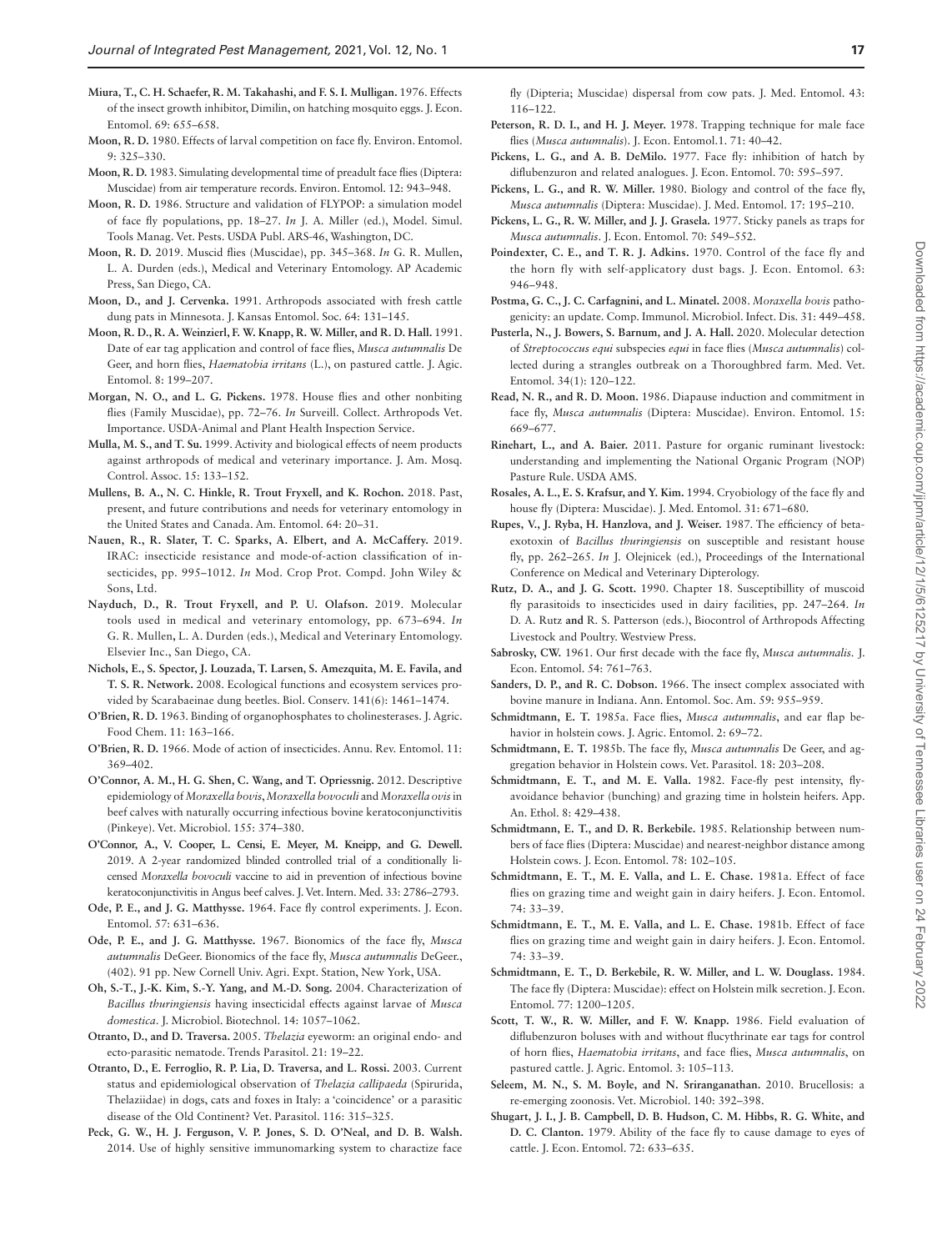**Miura, T., C. H. Schaefer, R. M. Takahashi, and F. S. I. Mulligan.** 1976. Effects of the insect growth inhibitor, Dimilin, on hatching mosquito eggs. J. Econ. Entomol. 69: 655–658.

**Moon, R. D.** 1980. Effects of larval competition on face fly. Environ. Entomol. 9: 325–330.

**Moon, R. D.** 1983. Simulating developmental time of preadult face flies (Diptera: Muscidae) from air temperature records. Environ. Entomol. 12: 943–948.

**Moon, R. D.** 1986. Structure and validation of FLYPOP: a simulation model of face fly populations, pp. 18–27. *In* J. A. Miller (ed.), Model. Simul. Tools Manag. Vet. Pests. USDA Publ. ARS-46, Washington, DC.

**Moon, R. D.** 2019. Muscid flies (Muscidae), pp. 345–368. *In* G. R. Mullen, L. A. Durden (eds.), Medical and Veterinary Entomology. AP Academic Press, San Diego, CA.

**Moon, D., and J. Cervenka.** 1991. Arthropods associated with fresh cattle dung pats in Minnesota. J. Kansas Entomol. Soc. 64: 131–145.

**Moon, R. D., R. A. Weinzierl, F. W. Knapp, R. W. Miller, and R. D. Hall.** 1991. Date of ear tag application and control of face flies, *Musca autumnalis* De Geer, and horn flies, *Haematobia irritans* (L.), on pastured cattle. J. Agic. Entomol. 8: 199–207.

**Morgan, N. O., and L. G. Pickens.** 1978. House flies and other nonbiting flies (Family Muscidae), pp. 72–76. *In* Surveill. Collect. Arthropods Vet. Importance. USDA-Animal and Plant Health Inspection Service.

**Mulla, M. S., and T. Su.** 1999. Activity and biological effects of neem products against arthropods of medical and veterinary importance. J. Am. Mosq. Control. Assoc. 15: 133–152.

**Mullens, B. A., N. C. Hinkle, R. Trout Fryxell, and K. Rochon.** 2018. Past, present, and future contributions and needs for veterinary entomology in the United States and Canada. Am. Entomol. 64: 20–31.

**Nauen, R., R. Slater, T. C. Sparks, A. Elbert, and A. McCaffery.** 2019. IRAC: insecticide resistance and mode-of-action classification of insecticides, pp. 995–1012. *In* Mod. Crop Prot. Compd. John Wiley & Sons, Ltd.

**Nayduch, D., R. Trout Fryxell, and P. U. Olafson.** 2019. Molecular tools used in medical and veterinary entomology, pp. 673–694. *In* G. R. Mullen, L. A. Durden (eds.), Medical and Veterinary Entomology. Elsevier Inc., San Diego, CA.

**Nichols, E., S. Spector, J. Louzada, T. Larsen, S. Amezquita, M. E. Favila, and T. S. R. Network.** 2008. Ecological functions and ecosystem services provided by Scarabaeinae dung beetles. Biol. Conserv. 141(6): 1461–1474.

**O'Brien, R. D.** 1963. Binding of organophosphates to cholinesterases. J. Agric. Food Chem. 11: 163–166.

**O'Brien, R. D.** 1966. Mode of action of insecticides. Annu. Rev. Entomol. 11: 369–402.

**O'Connor, A. M., H. G. Shen, C. Wang, and T. Opriessnig.** 2012. Descriptive epidemiology of *Moraxella bovis*, *Moraxella bovoculi* and *Moraxella ovis* in beef calves with naturally occurring infectious bovine keratoconjunctivitis (Pinkeye). Vet. Microbiol. 155: 374–380.

**O'Connor, A., V. Cooper, L. Censi, E. Meyer, M. Kneipp, and G. Dewell.** 2019. A 2-year randomized blinded controlled trial of a conditionally licensed *Moraxella bovoculi* vaccine to aid in prevention of infectious bovine keratoconjunctivitis in Angus beef calves. J. Vet. Intern. Med. 33: 2786–2793.

**Ode, P. E., and J. G. Matthysse.** 1964. Face fly control experiments. J. Econ. Entomol. 57: 631–636.

**Ode, P. E., and J. G. Matthysse.** 1967. Bionomics of the face fly, *Musca autumnalis* DeGeer. Bionomics of the face fly, *Musca autumnalis* DeGeer., (402). 91 pp. New Cornell Univ. Agri. Expt. Station, New York, USA.

**Oh, S.-T., J.-K. Kim, S.-Y. Yang, and M.-D. Song.** 2004. Characterization of *Bacillus thuringiensis* having insecticidal effects against larvae of *Musca domestica*. J. Microbiol. Biotechnol. 14: 1057–1062.

**Otranto, D., and D. Traversa.** 2005. *Thelazia* eyeworm: an original endo- and ecto-parasitic nematode. Trends Parasitol. 21: 19–22.

**Otranto, D., E. Ferroglio, R. P. Lia, D. Traversa, and L. Rossi.** 2003. Current status and epidemiological observation of *Thelazia callipaeda* (Spirurida, Thelaziidae) in dogs, cats and foxes in Italy: a 'coincidence' or a parasitic disease of the Old Continent? Vet. Parasitol. 116: 315–325.

**Peck, G. W., H. J. Ferguson, V. P. Jones, S. D. O'Neal, and D. B. Walsh.** 2014. Use of highly sensitive immunomarking system to charactize face fly (Dipteria; Muscidae) dispersal from cow pats. J. Med. Entomol. 43: 116–122.

**Peterson, R. D. I., and H. J. Meyer.** 1978. Trapping technique for male face flies (*Musca autumnalis*). J. Econ. Entomol.1. 71: 40–42.

**Pickens, L. G., and A. B. DeMilo.** 1977. Face fly: inhibition of hatch by diflubenzuron and related analogues. J. Econ. Entomol. 70: 595–597.

**Pickens, L. G., and R. W. Miller.** 1980. Biology and control of the face fly, *Musca autumnalis* (Diptera: Muscidae). J. Med. Entomol. 17: 195–210.

**Pickens, L. G., R. W. Miller, and J. J. Grasela.** 1977. Sticky panels as traps for *Musca autumnalis*. J. Econ. Entomol. 70: 549–552.

**Poindexter, C. E., and T. R. J. Adkins.** 1970. Control of the face fly and the horn fly with self-applicatory dust bags. J. Econ. Entomol. 63: 946–948.

**Postma, G. C., J. C. Carfagnini, and L. Minatel.** 2008. *Moraxella bovis* pathogenicity: an update. Comp. Immunol. Microbiol. Infect. Dis. 31: 449–458.

**Pusterla, N., J. Bowers, S. Barnum, and J. A. Hall.** 2020. Molecular detection of *Streptococcus equi* subspecies *equi* in face flies (*Musca autumnalis*) collected during a strangles outbreak on a Thoroughbred farm. Med. Vet. Entomol. 34(1): 120–122.

**Read, N. R., and R. D. Moon.** 1986. Diapause induction and commitment in face fly, *Musca autumnalis* (Diptera: Muscidae). Environ. Entomol. 15: 669–677.

**Rinehart, L., and A. Baier.** 2011. Pasture for organic ruminant livestock: understanding and implementing the National Organic Program (NOP) Pasture Rule. USDA AMS.

**Rosales, A. L., E. S. Krafsur, and Y. Kim.** 1994. Cryobiology of the face fly and house fly (Diptera: Muscidae). J. Med. Entomol. 31: 671–680.

**Rupes, V., J. Ryba, H. Hanzlova, and J. Weiser.** 1987. The efficiency of beta-exotoxin of *Bacillus thuringiensis* on susceptible and resistant house fly, pp. 262–265. *In* J. Olejnicek (ed.), Proceedings of the International Conference on Medical and Veterinary Dipterology.

**Rutz, D. A., and J. G. Scott.** 1990. Chapter 18. Susceptibillity of muscoid fly parasitoids to insecticides used in dairy facilities, pp. 247–264. *In* D. A. Rutz **and** R. S. Patterson (eds.), Biocontrol of Arthropods Affecting Livestock and Poultry. Westview Press.

**Sabrosky, CW.** 1961. Our first decade with the face fly, *Musca autumnalis*. J. Econ. Entomol. 54: 761–763.

**Sanders, D. P., and R. C. Dobson.** 1966. The insect complex associated with bovine manure in Indiana. Ann. Entomol. Soc. Am. 59: 955–959.

**Schmidtmann, E. T.** 1985a. Face flies, *Musca autumnalis*, and ear flap behavior in holstein cows. J. Agric. Entomol. 2: 69–72.

**Schmidtmann, E. T.** 1985b. The face fly, *Musca autumnalis* De Geer, and aggregation behavior in Holstein cows. Vet. Parasitol. 18: 203–208.

**Schmidtmann, E. T., and M. E. Valla.** 1982. Face-fly pest intensity, fly-avoidance behavior (bunching) and grazing time in holstein heifers. App. An. Ethol. 8: 429–438.

**Schmidtmann, E. T., and D. R. Berkebile.** 1985. Relationship between numbers of face flies (Diptera: Muscidae) and nearest-neighbor distance among Holstein cows. J. Econ. Entomol. 78: 102–105.

**Schmidtmann, E. T., M. E. Valla, and L. E. Chase.** 1981a. Effect of face flies on grazing time and weight gain in dairy heifers. J. Econ. Entomol. 74: 33–39.

**Schmidtmann, E. T., M. E. Valla, and L. E. Chase.** 1981b. Effect of face flies on grazing time and weight gain in dairy heifers. J. Econ. Entomol. 74: 33–39.

**Schmidtmann, E. T., D. Berkebile, R. W. Miller, and L. W. Douglass.** 1984. The face fly (Diptera: Muscidae): effect on Holstein milk secretion. J. Econ. Entomol. 77: 1200–1205.

**Scott, T. W., R. W. Miller, and F. W. Knapp.** 1986. Field evaluation of diflubenzuron boluses with and without flucythrinate ear tags for control of horn flies, *Haematobia irritans*, and face flies, *Musca autumnalis*, on pastured cattle. J. Agric. Entomol. 3: 105–113.

**Seleem, M. N., S. M. Boyle, and N. Sriranganathan.** 2010. Brucellosis: a re-emerging zoonosis. Vet. Microbiol. 140: 392–398.

**Shugart, J. I., J. B. Campbell, D. B. Hudson, C. M. Hibbs, R. G. White, and D. C. Clanton.** 1979. Ability of the face fly to cause damage to eyes of cattle. J. Econ. Entomol. 72: 633–635.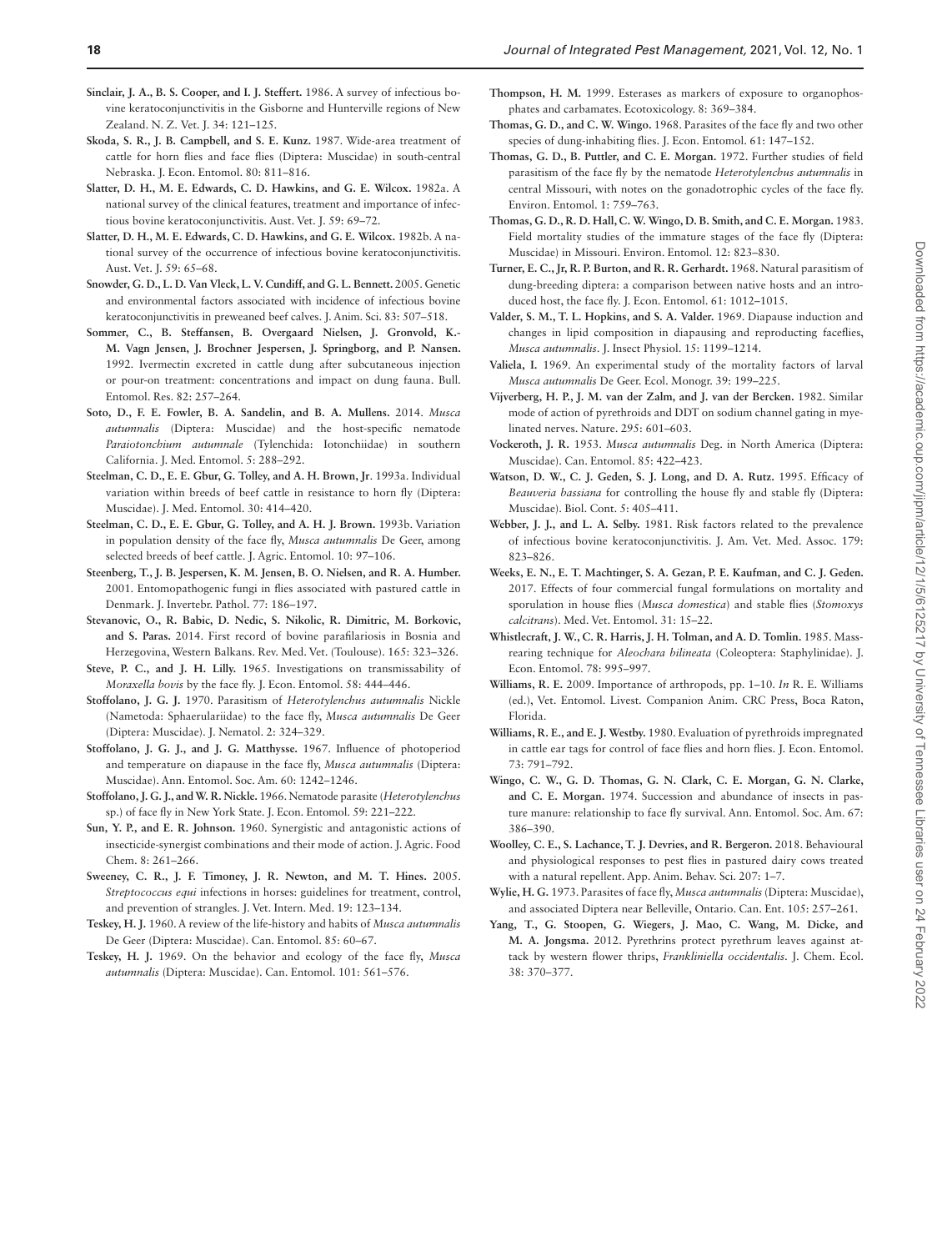**Sinclair, J. A., B. S. Cooper, and I. J. Steffert.** 1986. A survey of infectious bovine keratoconjunctivitis in the Gisborne and Hunterville regions of New Zealand. N. Z. Vet. J. 34: 121–125.

**Skoda, S. R., J. B. Campbell, and S. E. Kunz.** 1987. Wide-area treatment of cattle for horn flies and face flies (Diptera: Muscidae) in south-central Nebraska. J. Econ. Entomol. 80: 811–816.

**Slatter, D. H., M. E. Edwards, C. D. Hawkins, and G. E. Wilcox.** 1982a. A national survey of the clinical features, treatment and importance of infectious bovine keratoconjunctivitis. Aust. Vet. J. 59: 69–72.

**Slatter, D. H., M. E. Edwards, C. D. Hawkins, and G. E. Wilcox.** 1982b. A national survey of the occurrence of infectious bovine keratoconjunctivitis. Aust. Vet. J. 59: 65–68.

**Snowder, G. D., L. D. Van Vleck, L. V. Cundiff, and G. L. Bennett.** 2005. Genetic and environmental factors associated with incidence of infectious bovine keratoconjunctivitis in preweaned beef calves. J. Anim. Sci. 83: 507–518.

**Sommer, C., B. Steffansen, B. Overgaard Nielsen, J. Gronvold, K.-M. Vagn Jensen, J. Brochner Jespersen, J. Springborg, and P. Nansen.** 1992. Ivermectin excreted in cattle dung after subcutaneous injection or pour-on treatment: concentrations and impact on dung fauna. Bull. Entomol. Res. 82: 257–264.

**Soto, D., F. E. Fowler, B. A. Sandelin, and B. A. Mullens.** 2014. *Musca autumnalis* (Diptera: Muscidae) and the host-specific nematode *Paraiotonchium autumnale* (Tylenchida: Iotonchiidae) in southern California. J. Med. Entomol. 5: 288–292.

**Steelman, C. D., E. E. Gbur, G. Tolley, and A. H. Brown, Jr.** 1993a. Individual variation within breeds of beef cattle in resistance to horn fly (Diptera: Muscidae). J. Med. Entomol. 30: 414–420.

**Steelman, C. D., E. E. Gbur, G. Tolley, and A. H. J. Brown.** 1993b. Variation in population density of the face fly, *Musca autumnalis* De Geer, among selected breeds of beef cattle. J. Agric. Entomol. 10: 97–106.

**Steenberg, T., J. B. Jespersen, K. M. Jensen, B. O. Nielsen, and R. A. Humber.** 2001. Entomopathogenic fungi in flies associated with pastured cattle in Denmark. J. Invertebr. Pathol. 77: 186–197.

**Stevanovic, O., R. Babic, D. Nedic, S. Nikolic, R. Dimitric, M. Borkovic, and S. Paras.** 2014. First record of bovine parafilariosis in Bosnia and Herzegovina, Western Balkans. Rev. Med. Vet. (Toulouse). 165: 323–326.

**Steve, P. C., and J. H. Lilly.** 1965. Investigations on transmissability of *Moraxella bovis* by the face fly. J. Econ. Entomol. 58: 444–446.

**Stoffolano, J. G. J.** 1970. Parasitism of *Heterotylenchus autumnalis* Nickle (Nametoda: Sphaerulariidae) to the face fly, *Musca autumnalis* De Geer (Diptera: Muscidae). J. Nematol. 2: 324–329.

**Stoffolano, J. G. J., and J. G. Matthysse.** 1967. Influence of photoperiod and temperature on diapause in the face fly, *Musca autumnalis* (Diptera: Muscidae). Ann. Entomol. Soc. Am. 60: 1242–1246.

**Stoffolano, J. G. J., and W. R. Nickle.** 1966. Nematode parasite (*Heterotylenchus* sp.) of face fly in New York State. J. Econ. Entomol. 59: 221–222.

**Sun, Y. P., and E. R. Johnson.** 1960. Synergistic and antagonistic actions of insecticide-synergist combinations and their mode of action. J. Agric. Food Chem. 8: 261–266.

**Sweeney, C. R., J. F. Timoney, J. R. Newton, and M. T. Hines.** 2005. *Streptococcus equi* infections in horses: guidelines for treatment, control, and prevention of strangles. J. Vet. Intern. Med. 19: 123–134.

**Teskey, H. J.** 1960. A review of the life-history and habits of *Musca autumnalis* De Geer (Diptera: Muscidae). Can. Entomol. 85: 60–67.

**Teskey, H. J.** 1969. On the behavior and ecology of the face fly, *Musca autumnalis* (Diptera: Muscidae). Can. Entomol. 101: 561–576.

**Thompson, H. M.** 1999. Esterases as markers of exposure to organophosphates and carbamates. Ecotoxicology. 8: 369–384.

**Thomas, G. D., and C. W. Wingo.** 1968. Parasites of the face fly and two other species of dung-inhabiting flies. J. Econ. Entomol. 61: 147–152.

**Thomas, G. D., B. Puttler, and C. E. Morgan.** 1972. Further studies of field parasitism of the face fly by the nematode *Heterotylenchus autumnalis* in central Missouri, with notes on the gonadotrophic cycles of the face fly. Environ. Entomol. 1: 759–763.

**Thomas, G. D., R. D. Hall, C. W. Wingo, D. B. Smith, and C. E. Morgan.** 1983. Field mortality studies of the immature stages of the face fly (Diptera: Muscidae) in Missouri. Environ. Entomol. 12: 823–830.

**Turner, E. C., Jr, R. P. Burton, and R. R. Gerhardt.** 1968. Natural parasitism of dung-breeding diptera: a comparison between native hosts and an introduced host, the face fly. J. Econ. Entomol. 61: 1012–1015.

**Valder, S. M., T. L. Hopkins, and S. A. Valder.** 1969. Diapause induction and changes in lipid composition in diapausing and reproducting faceflies, *Musca autumnalis*. J. Insect Physiol. 15: 1199–1214.

**Valiela, I.** 1969. An experimental study of the mortality factors of larval *Musca autumnalis* De Geer. Ecol. Monogr. 39: 199–225.

**Vijverberg, H. P., J. M. van der Zalm, and J. van der Bercken.** 1982. Similar mode of action of pyrethroids and DDT on sodium channel gating in myelinated nerves. Nature. 295: 601–603.

**Vockeroth, J. R.** 1953. *Musca autumnalis* Deg. in North America (Diptera: Muscidae). Can. Entomol. 85: 422–423.

**Watson, D. W., C. J. Geden, S. J. Long, and D. A. Rutz.** 1995. Efficacy of *Beauveria bassiana* for controlling the house fly and stable fly (Diptera: Muscidae). Biol. Cont. 5: 405–411.

**Webber, J. J., and L. A. Selby.** 1981. Risk factors related to the prevalence of infectious bovine keratoconjunctivitis. J. Am. Vet. Med. Assoc. 179: 823–826.

**Weeks, E. N., E. T. Machtinger, S. A. Gezan, P. E. Kaufman, and C. J. Geden.** 2017. Effects of four commercial fungal formulations on mortality and sporulation in house flies (*Musca domestica*) and stable flies (*Stomoxys calcitrans*). Med. Vet. Entomol. 31: 15–22.

**Whistlecraft, J. W., C. R. Harris, J. H. Tolman, and A. D. Tomlin.** 1985. Mass-rearing technique for *Aleochara bilineata* (Coleoptera: Staphylinidae). J. Econ. Entomol. 78: 995–997.

**Williams, R. E.** 2009. Importance of arthropods, pp. 1–10. *In* R. E. Williams (ed.), Vet. Entomol. Livest. Companion Anim. CRC Press, Boca Raton, Florida.

**Williams, R. E., and E. J. Westby.** 1980. Evaluation of pyrethroids impregnated in cattle ear tags for control of face flies and horn flies. J. Econ. Entomol. 73: 791–792.

**Wingo, C. W., G. D. Thomas, G. N. Clark, C. E. Morgan, G. N. Clarke, and C. E. Morgan.** 1974. Succession and abundance of insects in pasture manure: relationship to face fly survival. Ann. Entomol. Soc. Am. 67: 386–390.

**Woolley, C. E., S. Lachance, T. J. Devries, and R. Bergeron.** 2018. Behavioural and physiological responses to pest flies in pastured dairy cows treated with a natural repellent. App. Anim. Behav. Sci. 207: 1–7.

**Wylie, H. G.** 1973. Parasites of face fly, *Musca autumnalis* (Diptera: Muscidae), and associated Diptera near Belleville, Ontario. Can. Ent. 105: 257–261.

**Yang, T., G. Stoopen, G. Wiegers, J. Mao, C. Wang, M. Dicke, and M. A. Jongsma.** 2012. Pyrethrins protect pyrethrum leaves against attack by western flower thrips, *Frankliniella occidentalis*. J. Chem. Ecol. 38: 370–377.